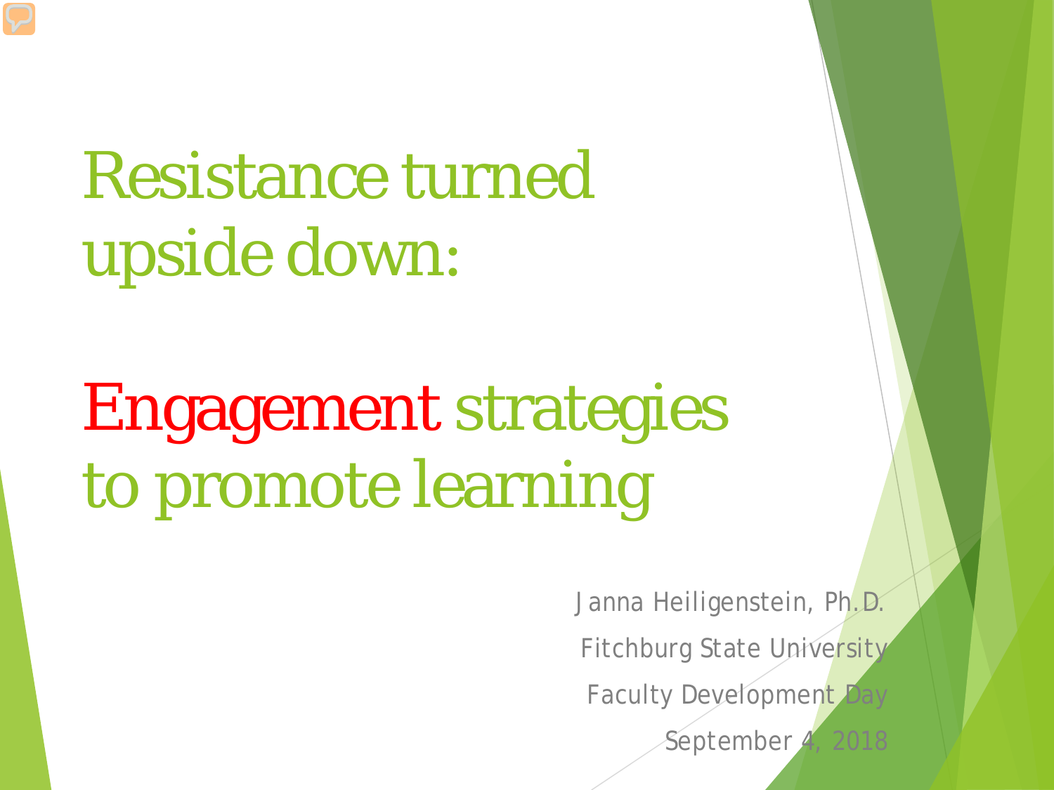# Resistance turned upside down:

# Engagement strategies to promote learning

Janna Heiligenstein, Ph.D.

Fitchburg State University

Faculty Development Day

September 4, 2018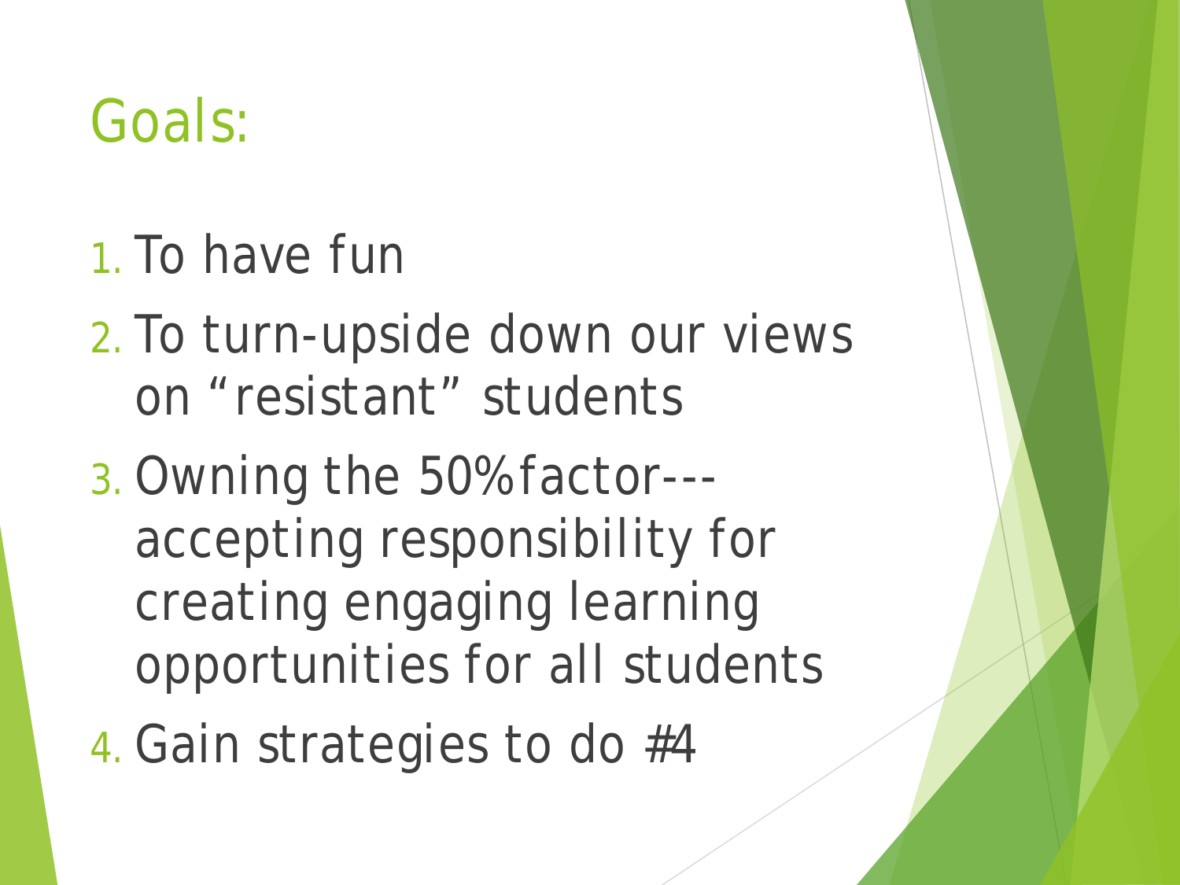# Goals:

1. To have fun
2. To turn-upside down our views on "resistant" students
3. Owning the 50% factor--- accepting responsibility for creating engaging learning opportunities for all students
4. Gain strategies to do #4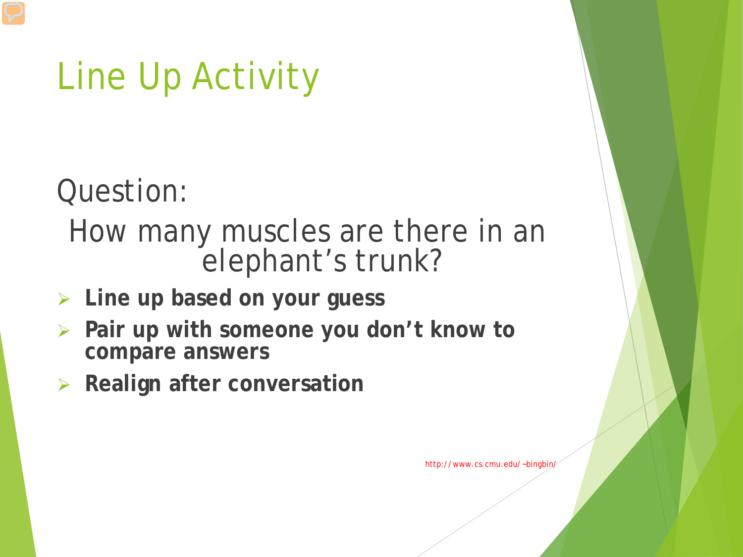# Line Up Activity

Question:

How many muscles are there in an elephant's trunk?

- **Line up based on your guess**
- **Pair up with someone you don't know to compare answers**
- **Realign after conversation**

http://www.cs.cmu.edu/~bingbin/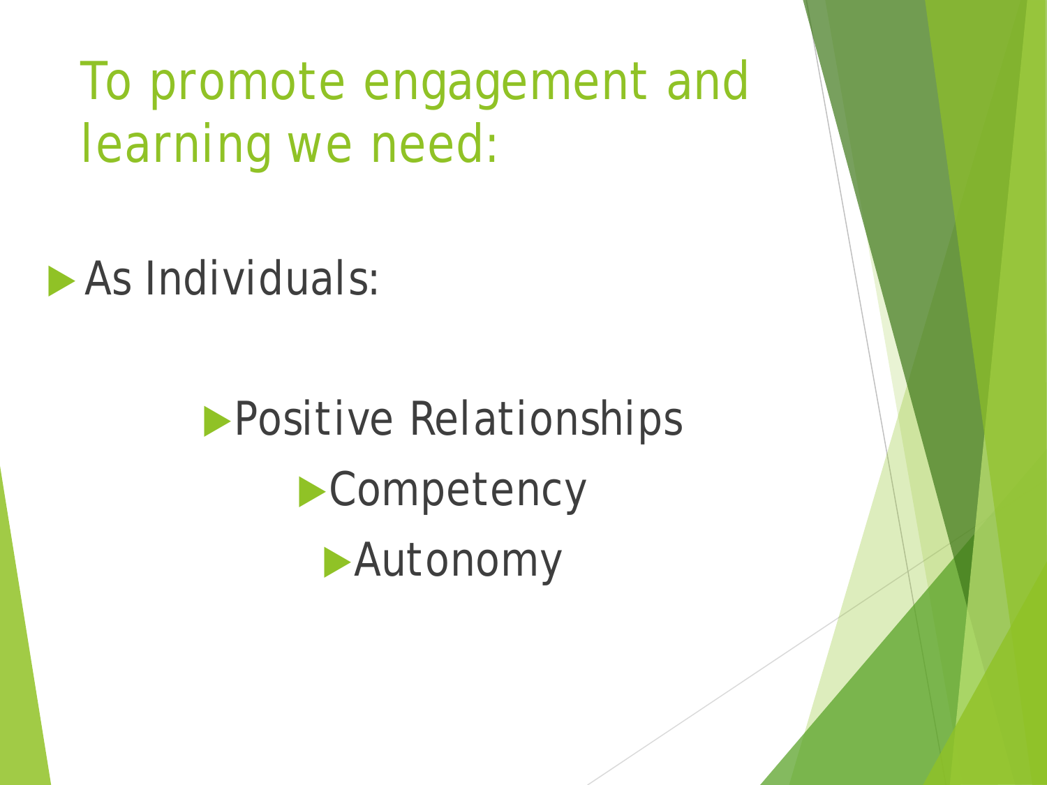# To promote engagement and learning we need:

- As Individuals:
  - Positive Relationships
  - Competency
  - Autonomy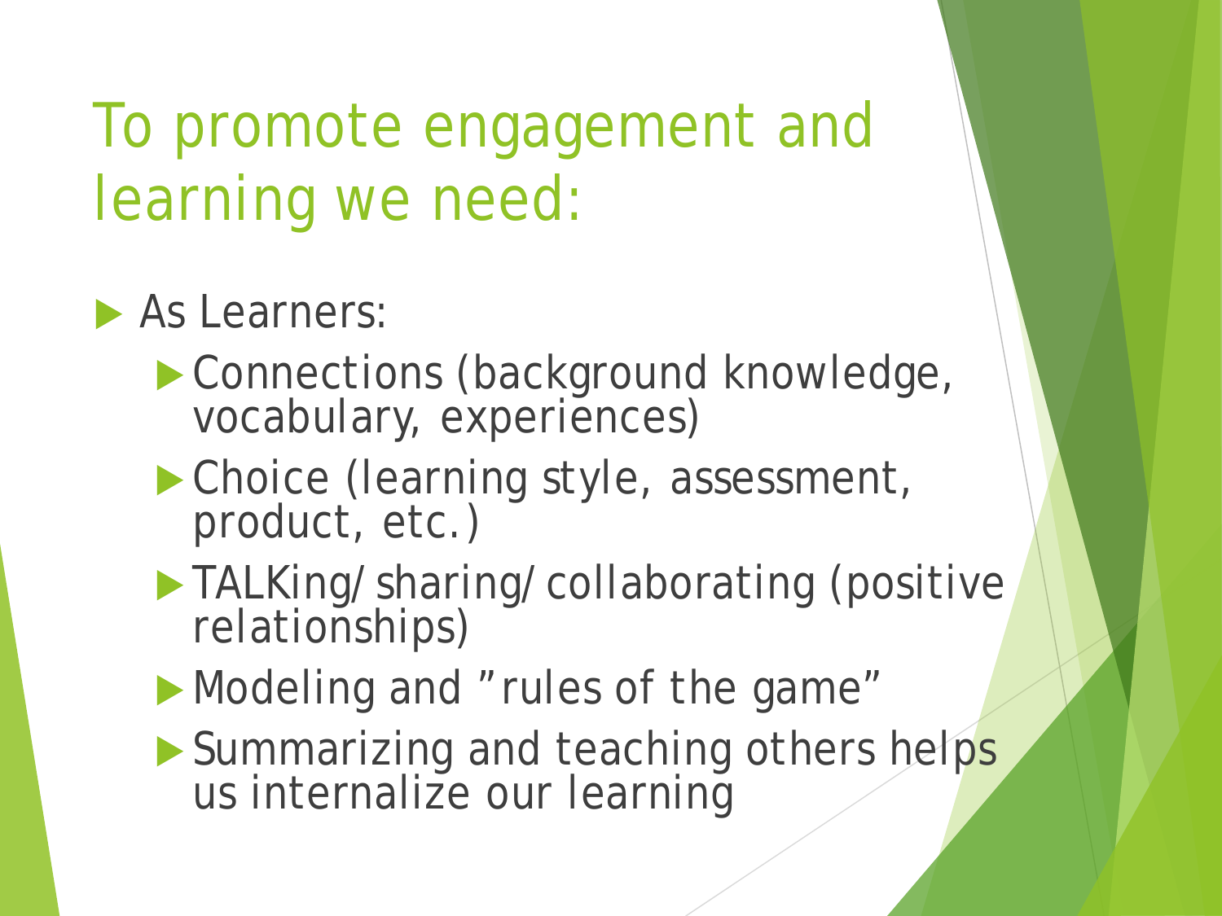# To promote engagement and learning we need:

- As Learners:
  - Connections (background knowledge, vocabulary, experiences)
  - Choice (learning style, assessment, product, etc.)
  - TALKing/ sharing/ collaborating (positive relationships)
  - Modeling and "rules of the game"
  - Summarizing and teaching others helps us internalize our learning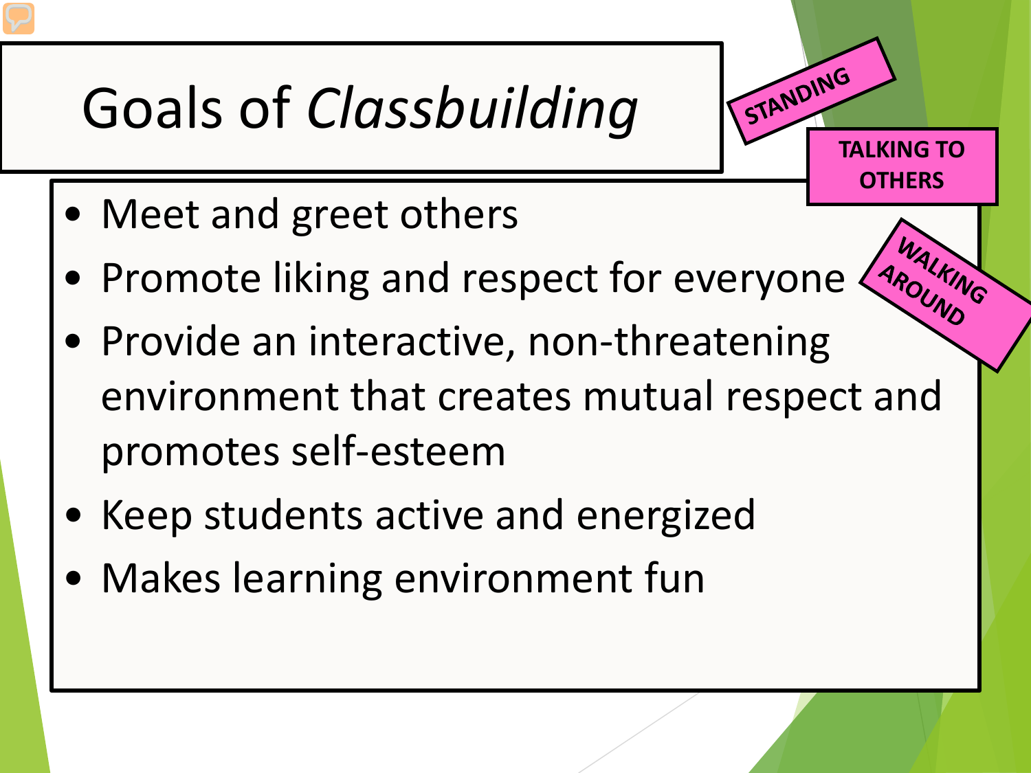# Goals of *Classbuilding*

STANDING

TALKING TO OTHERS

WALKING AROUND

- Meet and greet others
- Promote liking and respect for everyone
- Provide an interactive, non-threatening environment that creates mutual respect and promotes self-esteem
- Keep students active and energized
- Makes learning environment fun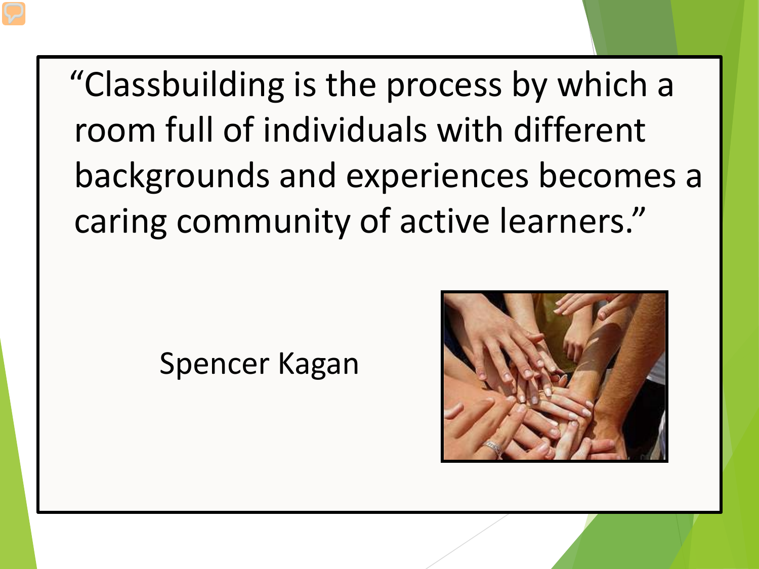"Classbuilding is the process by which a room full of individuals with different backgrounds and experiences becomes a caring community of active learners."

Spencer Kagan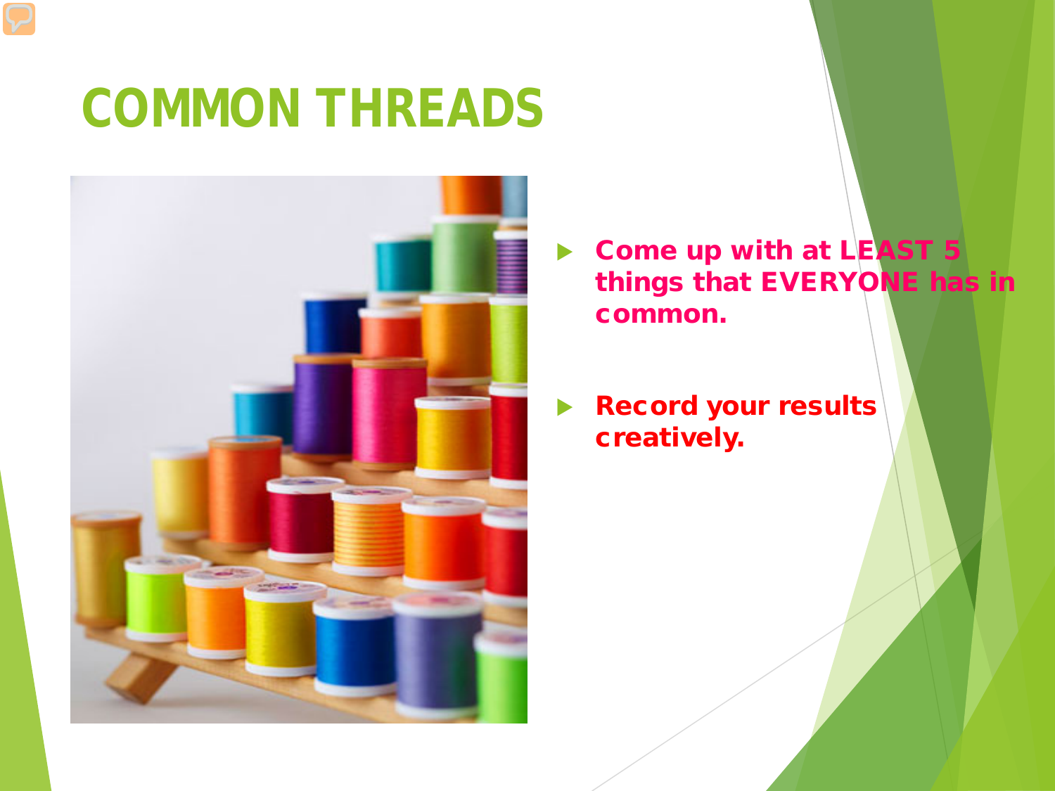# COMMON THREADS

- **Come up with at LEAST 5 things that EVERYONE has in common.**
- **Record your results creatively.**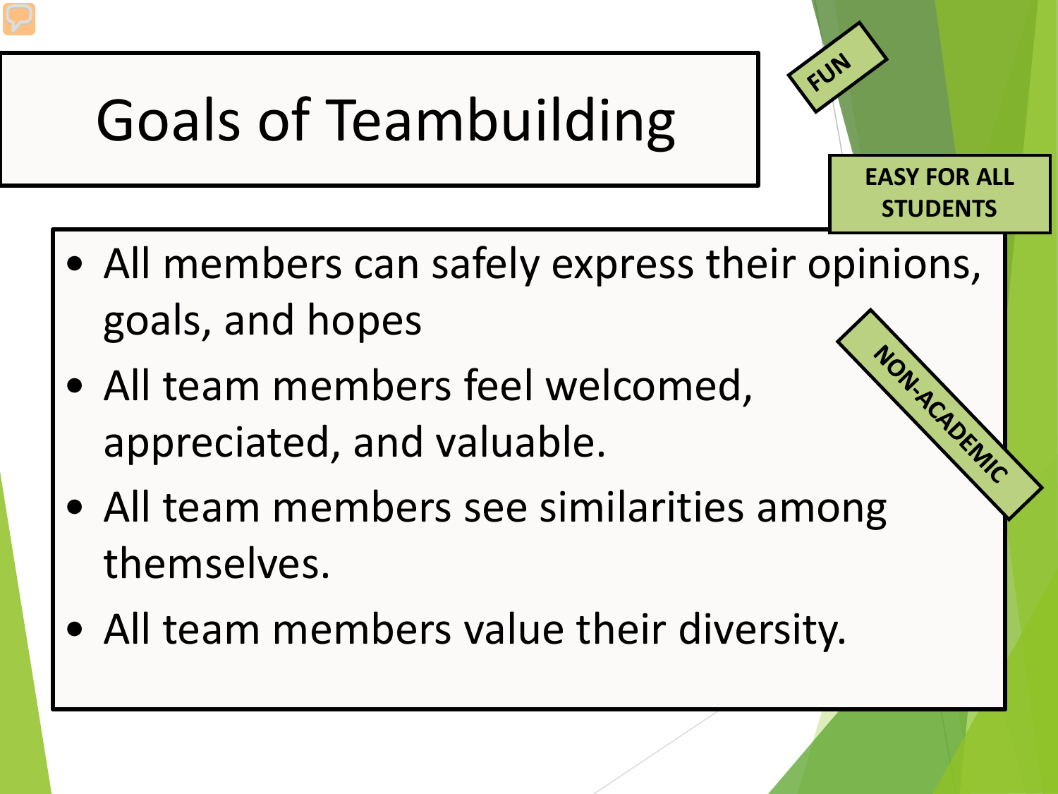# Goals of Teambuilding

FUN

EASY FOR ALL STUDENTS

NON-ACADEMIC

- All members can safely express their opinions, goals, and hopes
- All team members feel welcomed, appreciated, and valuable.
- All team members see similarities among themselves.
- All team members value their diversity.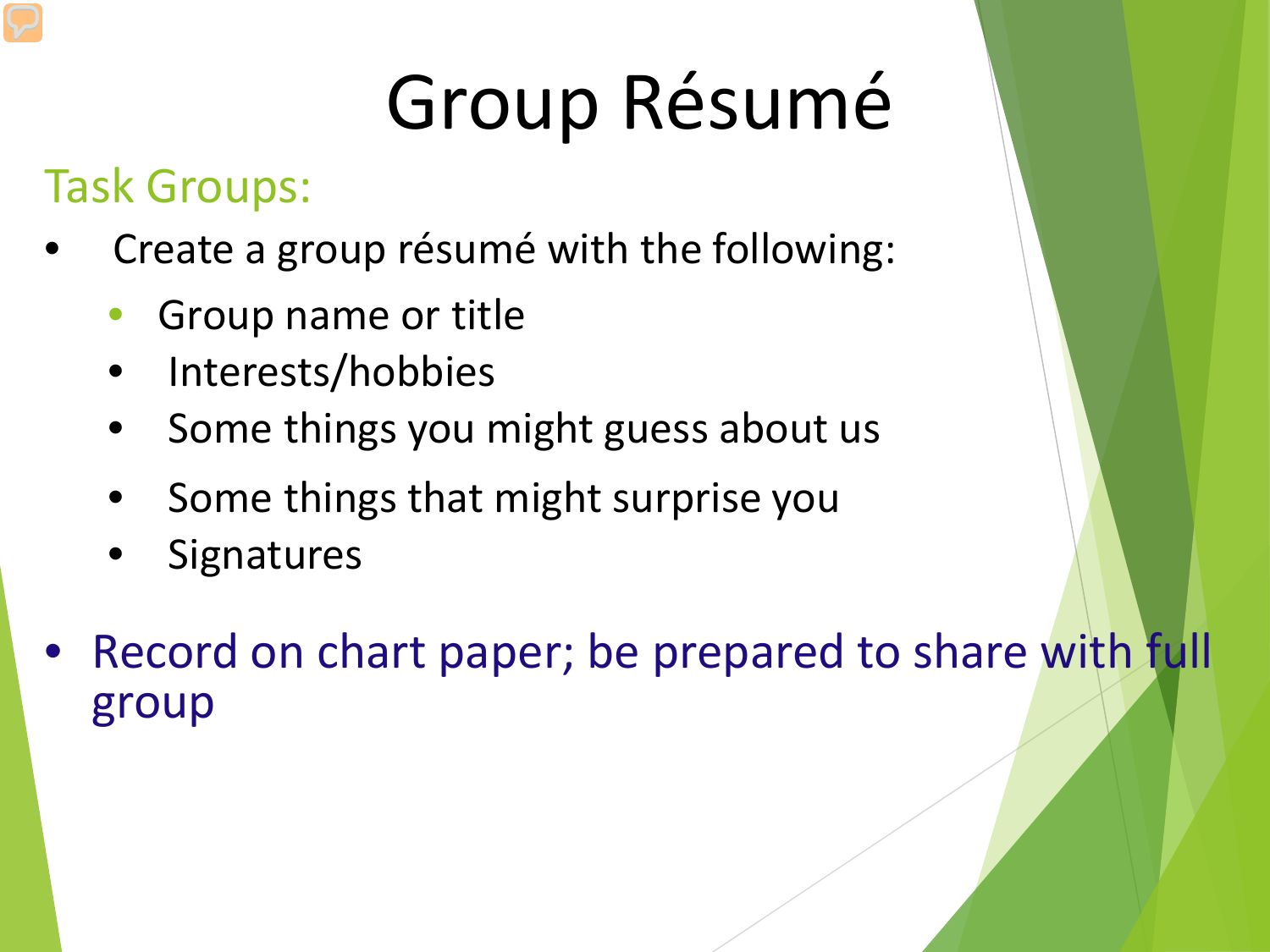# Group Résumé

## Task Groups:

- Create a group résumé with the following:
  - Group name or title
  - Interests/hobbies
  - Some things you might guess about us
  - Some things that might surprise you
  - Signatures
- Record on chart paper; be prepared to share with full group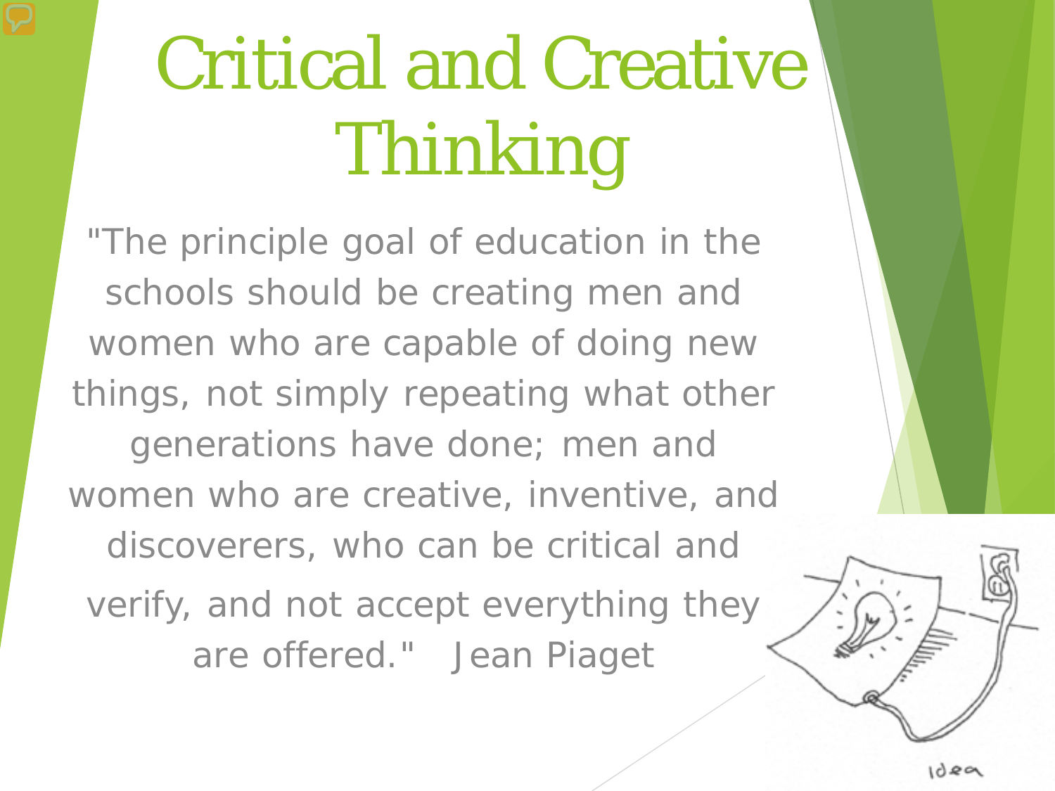# Critical and Creative Thinking

"The principle goal of education in the schools should be creating men and women who are capable of doing new things, not simply repeating what other generations have done; men and women who are creative, inventive, and discoverers, who can be critical and verify, and not accept everything they are offered." Jean Piaget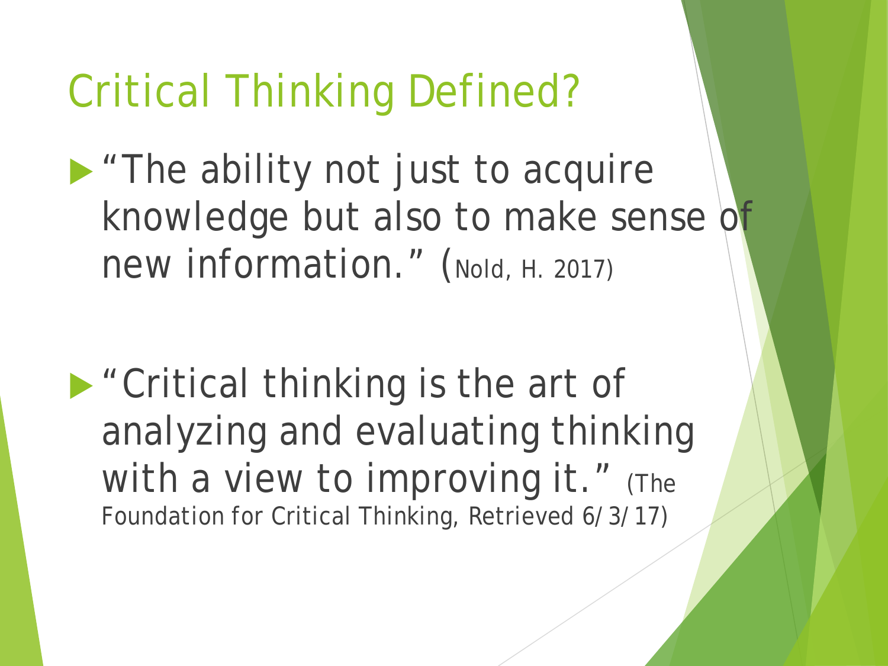# Critical Thinking Defined?

- "The ability not just to acquire knowledge but also to make sense of new information." (Nold, H. 2017)

- "Critical thinking is the art of analyzing and evaluating thinking with a view to improving it." (The Foundation for Critical Thinking, Retrieved 6/3/17)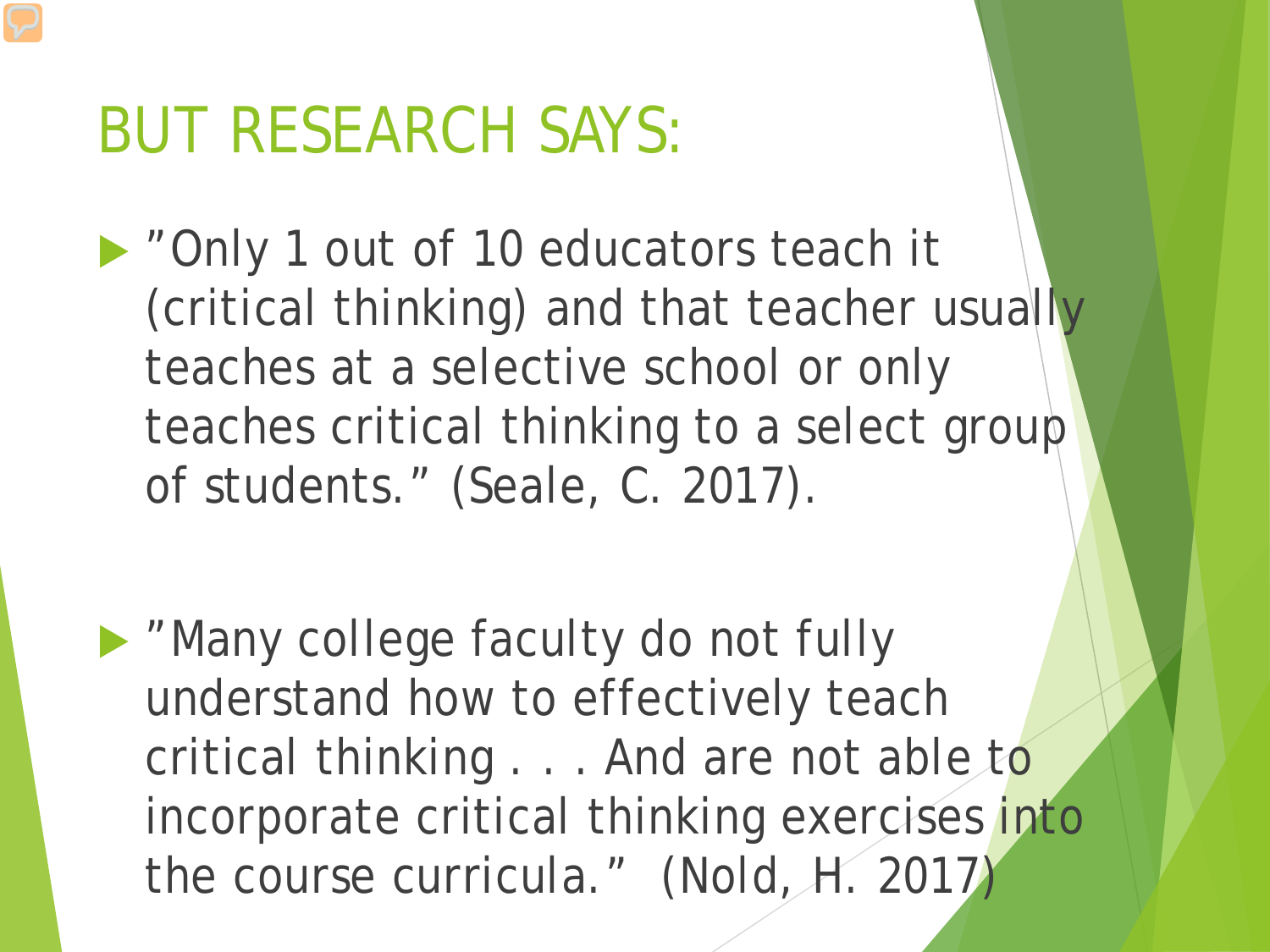# BUT RESEARCH SAYS:

- ”Only 1 out of 10 educators teach it (critical thinking) and that teacher usually teaches at a selective school or only teaches critical thinking to a select group of students.” (Seale, C. 2017).

- ”Many college faculty do not fully understand how to effectively teach critical thinking . . . And are not able to incorporate critical thinking exercises into the course curricula.” (Nold, H. 2017)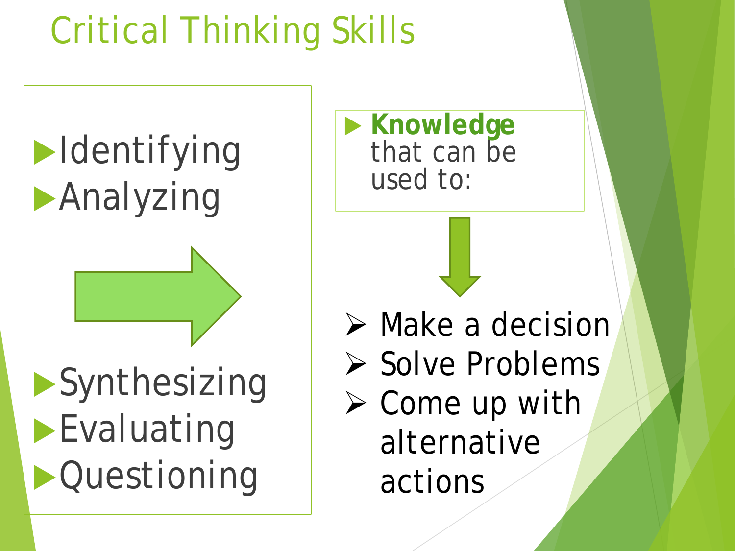# Critical Thinking Skills

- Identifying
- Analyzing

→

- Synthesizing
- Evaluating
- Questioning

- **Knowledge** that can be used to:

↓

- Make a decision
- Solve Problems
- Come up with alternative actions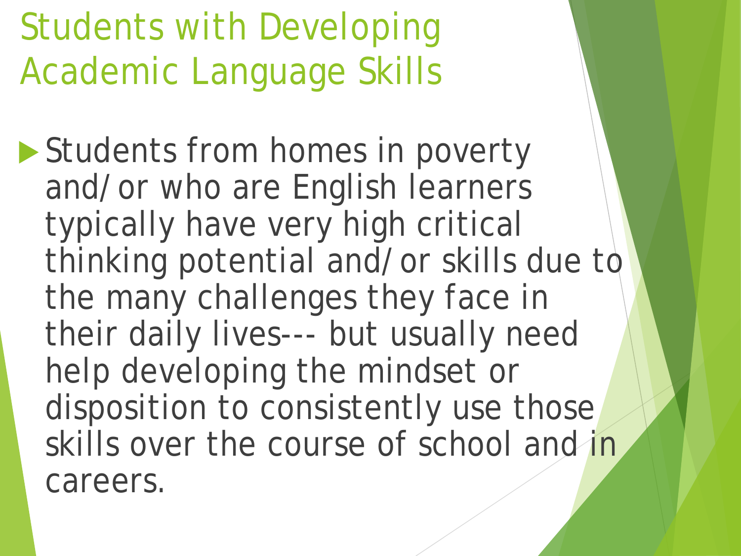# Students with Developing Academic Language Skills

- Students from homes in poverty and/or who are English learners typically have very high critical thinking potential and/or skills due to the many challenges they face in their daily lives--- but usually need help developing the mindset or disposition to consistently use those skills over the course of school and in careers.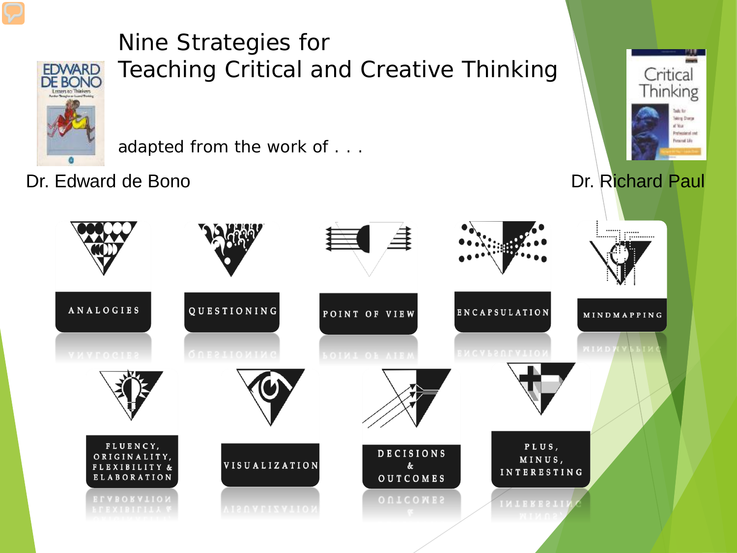# Nine Strategies for Teaching Critical and Creative Thinking

adapted from the work of . . .

Dr. Edward de Bono

Dr. Richard Paul

- ANALOGIES
- QUESTIONING
- POINT OF VIEW
- ENCAPSULATION
- MINDMAPPING
- FLUENCY, ORIGINALITY, FLEXIBILITY & ELABORATION
- VISUALIZATION
- DECISIONS & OUTCOMES
- PLUS, MINUS, INTERESTING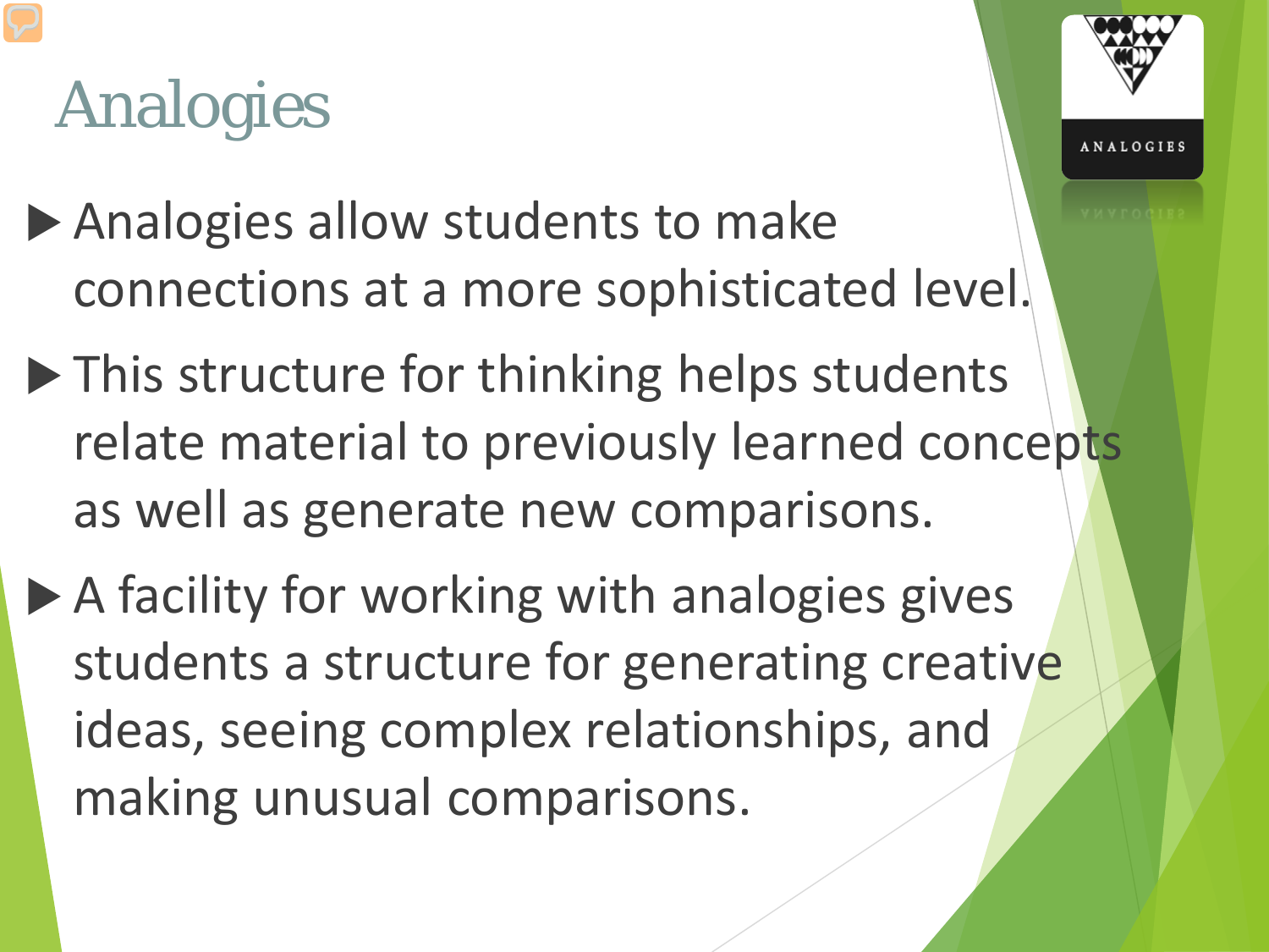# Analogies

- Analogies allow students to make connections at a more sophisticated level.
- This structure for thinking helps students relate material to previously learned concepts as well as generate new comparisons.
- A facility for working with analogies gives students a structure for generating creative ideas, seeing complex relationships, and making unusual comparisons.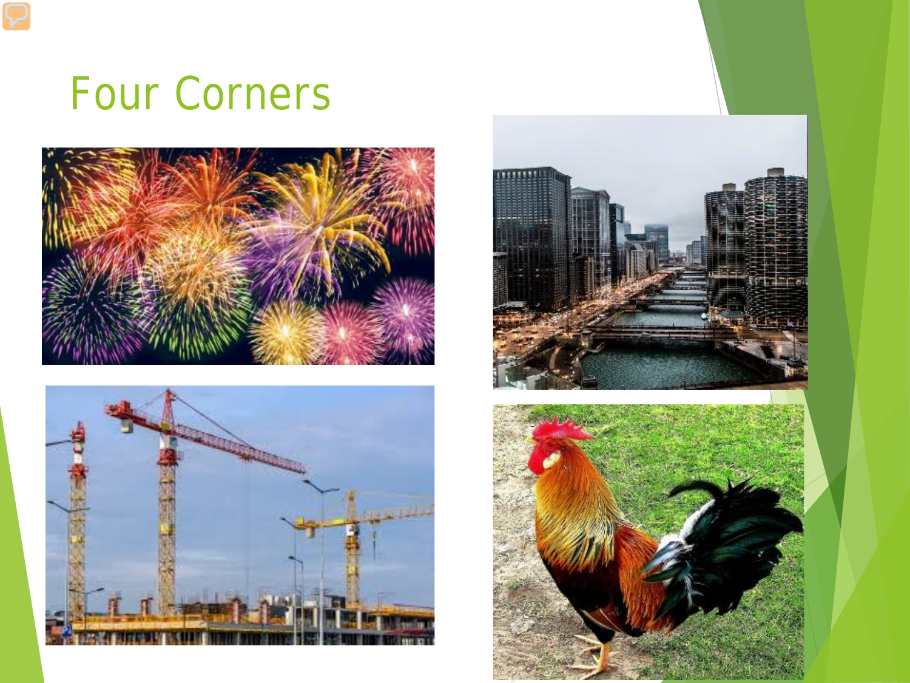# Four Corners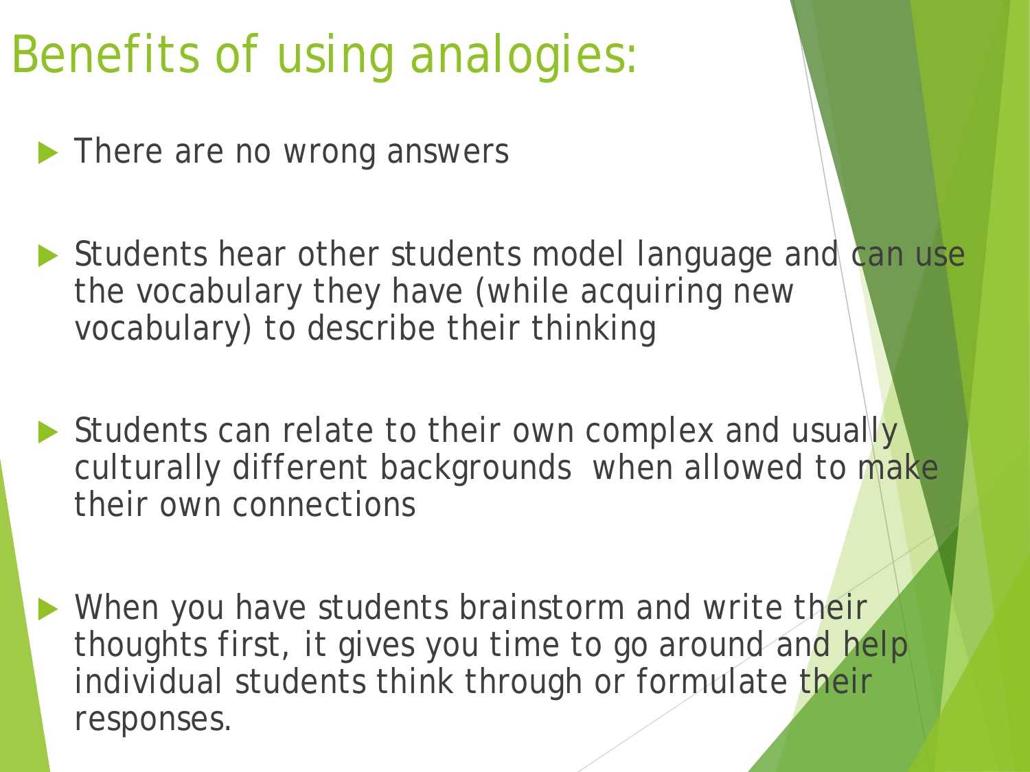# Benefits of using analogies:

- There are no wrong answers
- Students hear other students model language and can use the vocabulary they have (while acquiring new vocabulary) to describe their thinking
- Students can relate to their own complex and usually culturally different backgrounds when allowed to make their own connections
- When you have students brainstorm and write their thoughts first, it gives you time to go around and help individual students think through or formulate their responses.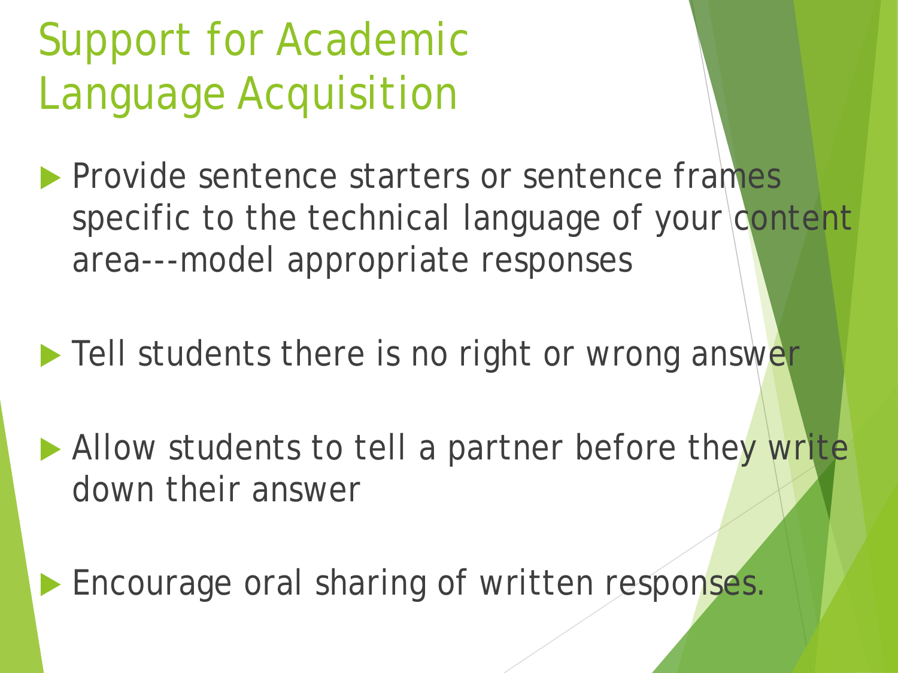# Support for Academic Language Acquisition

- Provide sentence starters or sentence frames specific to the technical language of your content area---model appropriate responses

- Tell students there is no right or wrong answer

- Allow students to tell a partner before they write down their answer

- Encourage oral sharing of written responses.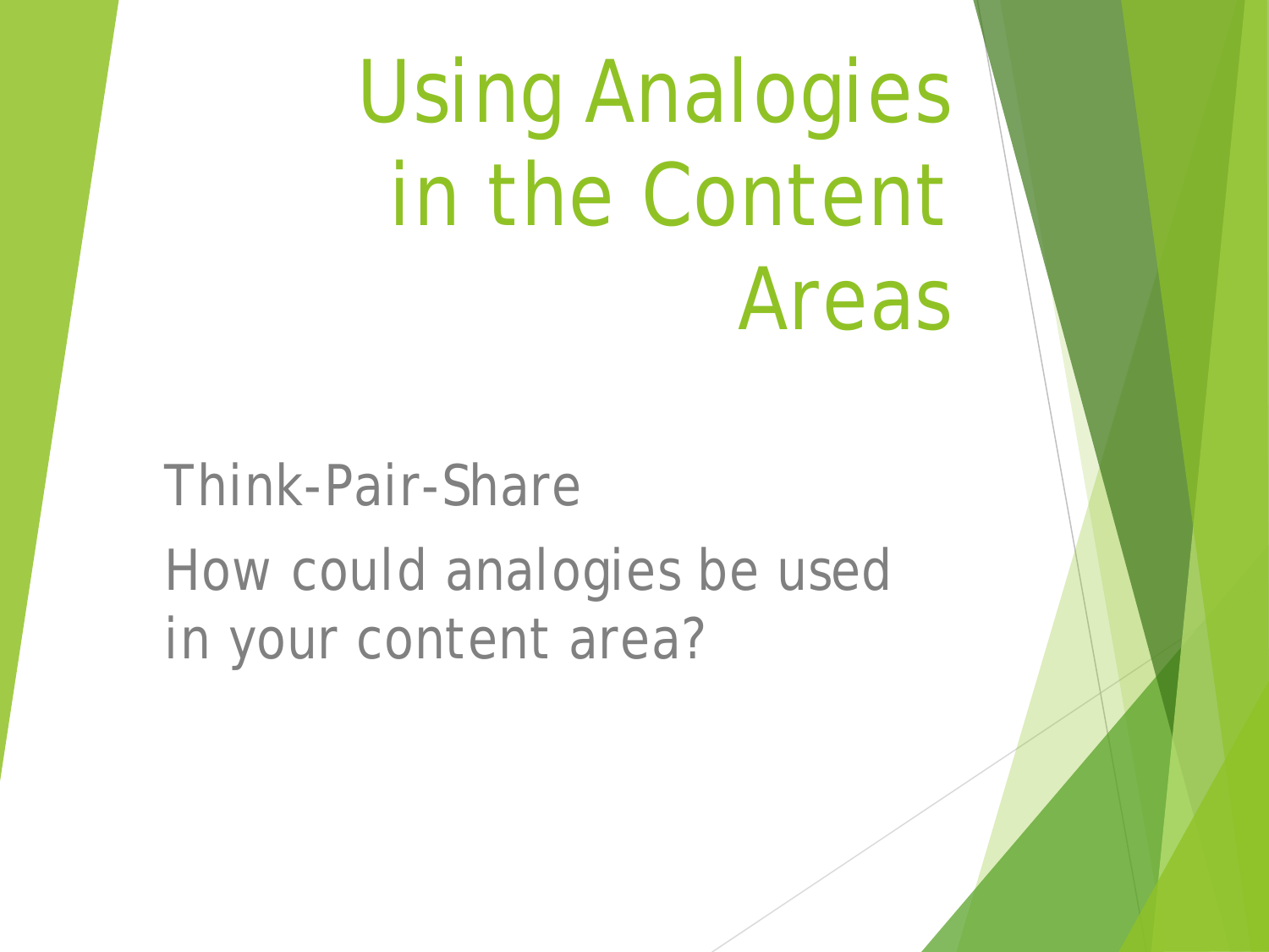# Using Analogies in the Content Areas

Think-Pair-Share

How could analogies be used in your content area?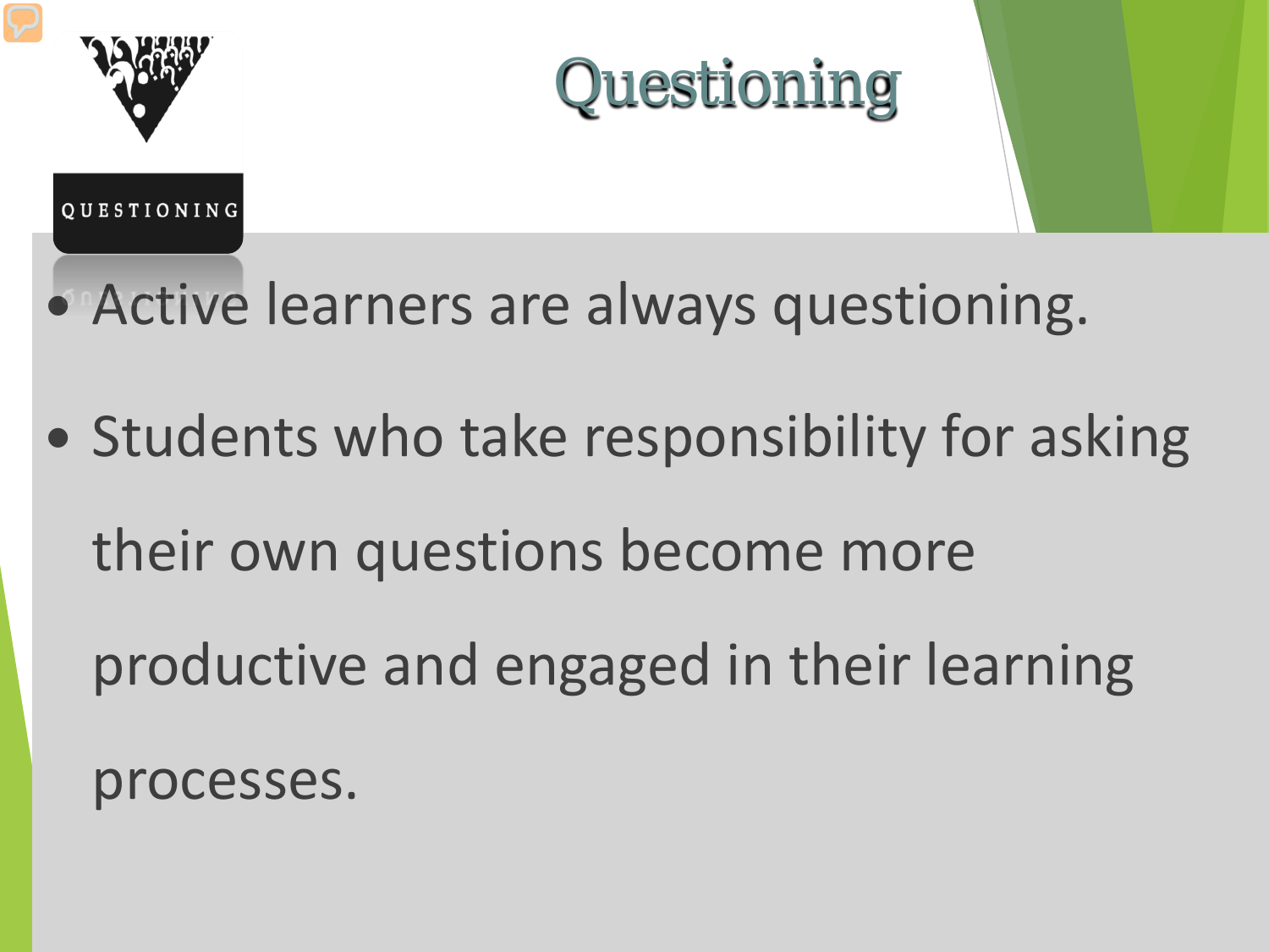# Questioning

- Active learners are always questioning.
- Students who take responsibility for asking their own questions become more productive and engaged in their learning processes.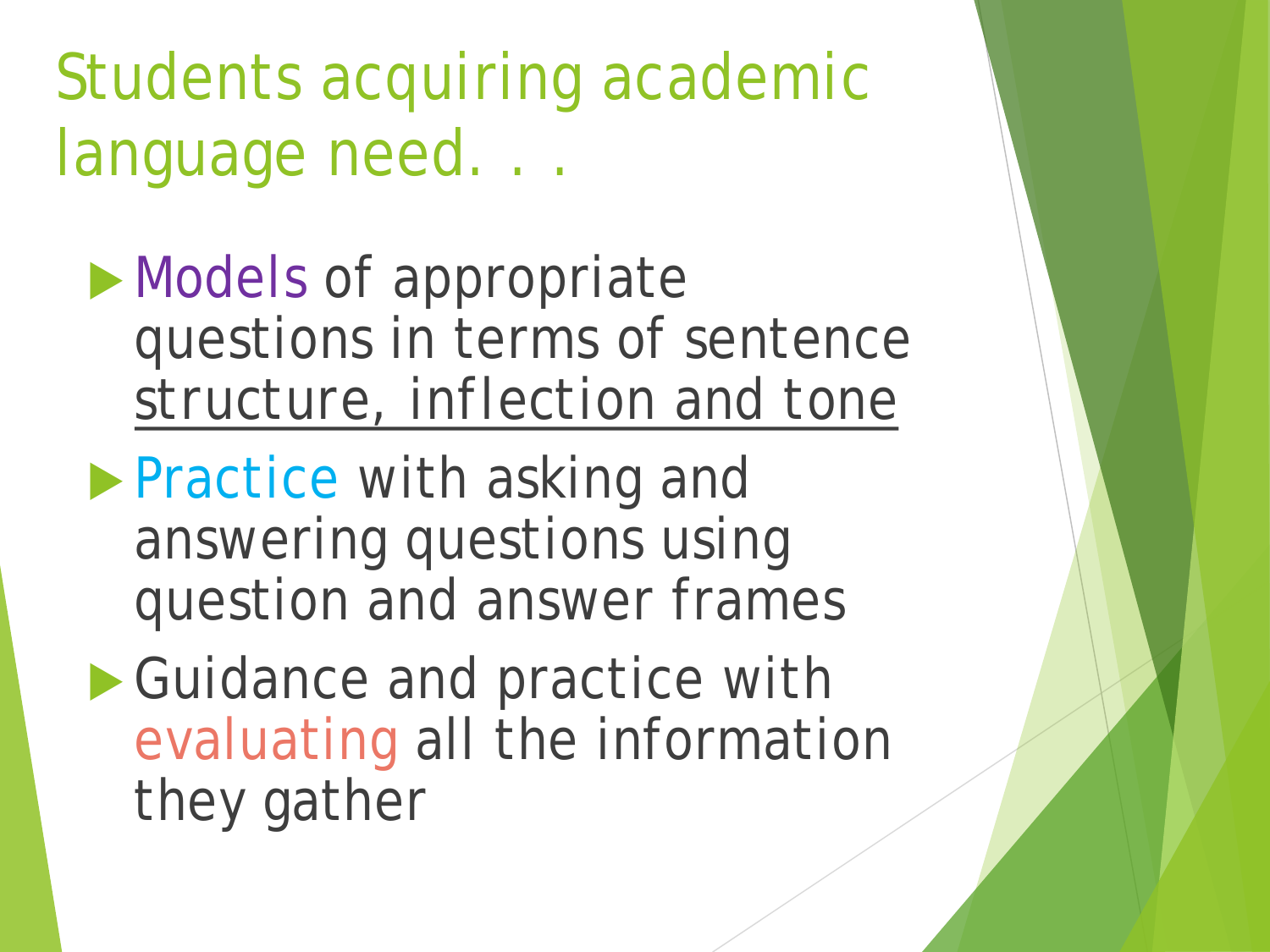# Students acquiring academic language need. . .

- Models of appropriate questions in terms of sentence structure, inflection and tone
- Practice with asking and answering questions using question and answer frames
- Guidance and practice with evaluating all the information they gather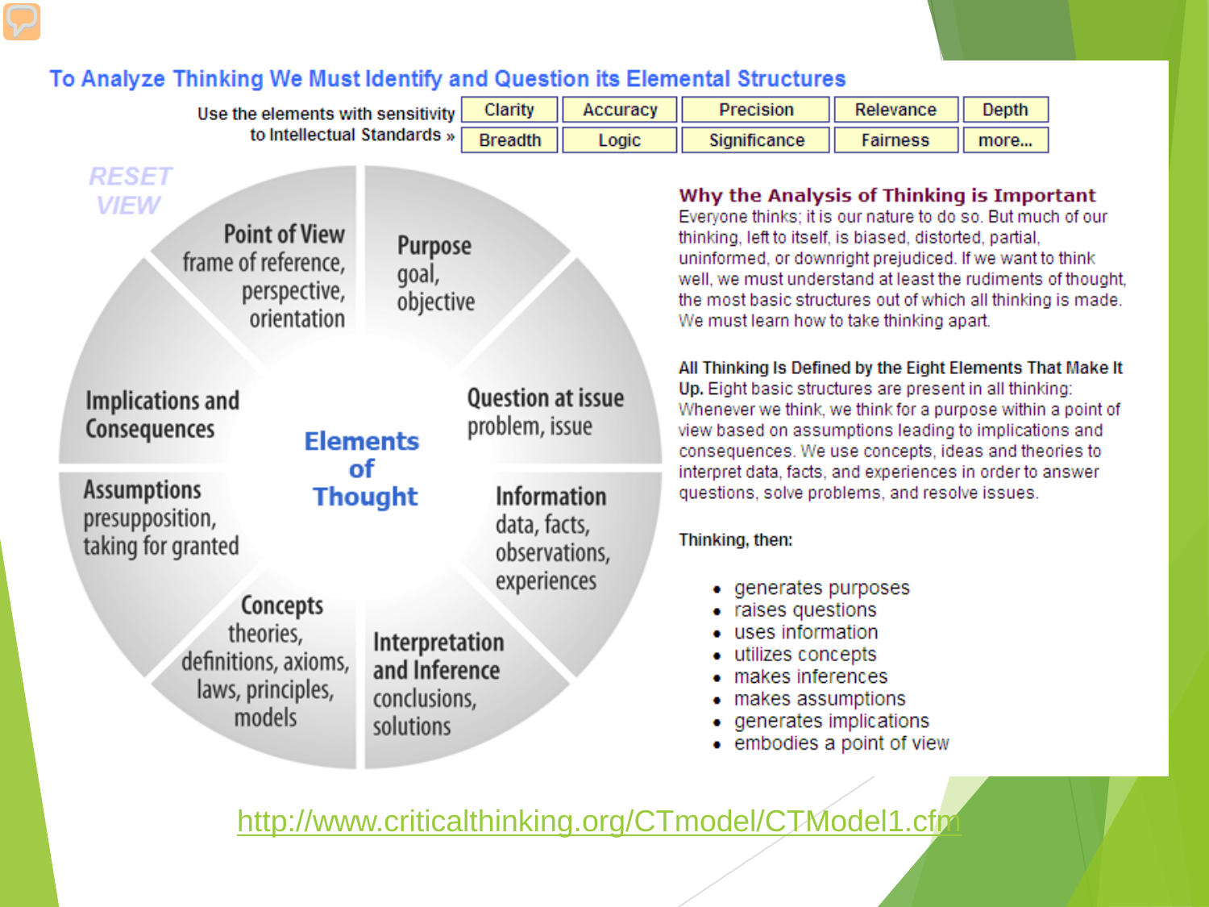## To Analyze Thinking We Must Identify and Question its Elemental Structures

Use the elements with sensitivity to Intellectual Standards »

| Clarity | Accuracy | Precision | Relevance | Depth |
|---|---|---|---|---|
| Breadth | Logic | Significance | Fairness | more... |

RESET VIEW

**Elements of Thought**

- **Point of View** frame of reference, perspective, orientation
- **Purpose** goal, objective
- **Question at issue** problem, issue
- **Information** data, facts, observations, experiences
- **Interpretation and Inference** conclusions, solutions
- **Concepts** theories, definitions, axioms, laws, principles, models
- **Assumptions** presupposition, taking for granted
- **Implications and Consequences**

### Why the Analysis of Thinking is Important

Everyone thinks; it is our nature to do so. But much of our thinking, left to itself, is biased, distorted, partial, uninformed, or downright prejudiced. If we want to think well, we must understand at least the rudiments of thought, the most basic structures out of which all thinking is made. We must learn how to take thinking apart.

**All Thinking Is Defined by the Eight Elements That Make It Up.** Eight basic structures are present in all thinking: Whenever we think, we think for a purpose within a point of view based on assumptions leading to implications and consequences. We use concepts, ideas and theories to interpret data, facts, and experiences in order to answer questions, solve problems, and resolve issues.

**Thinking, then:**

- generates purposes
- raises questions
- uses information
- utilizes concepts
- makes inferences
- makes assumptions
- generates implications
- embodies a point of view

http://www.criticalthinking.org/CTmodel/CTModel1.cfm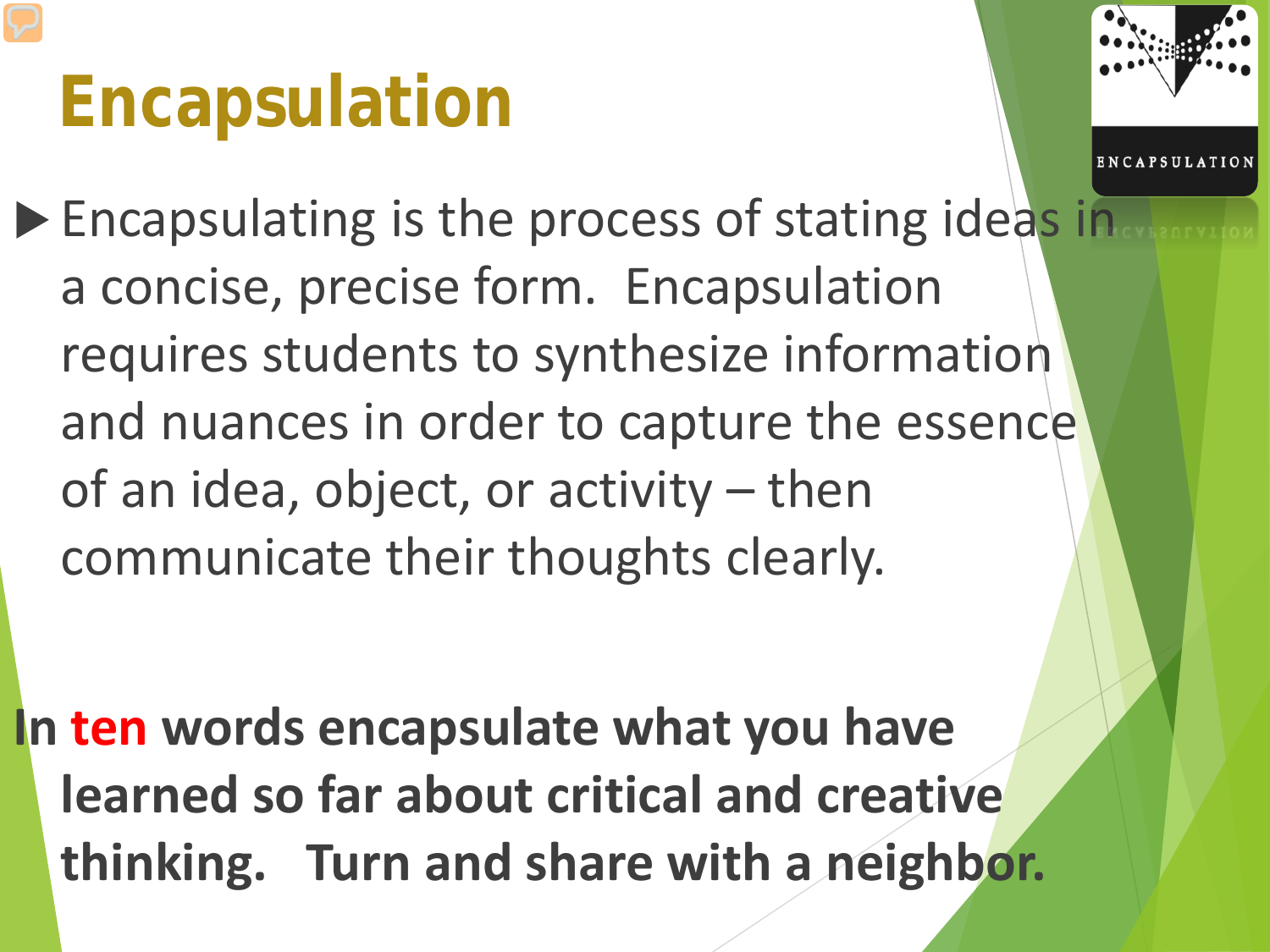# Encapsulation

- Encapsulating is the process of stating ideas in a concise, precise form. Encapsulation requires students to synthesize information and nuances in order to capture the essence of an idea, object, or activity – then communicate their thoughts clearly.

**In ten words encapsulate what you have learned so far about critical and creative thinking. Turn and share with a neighbor.**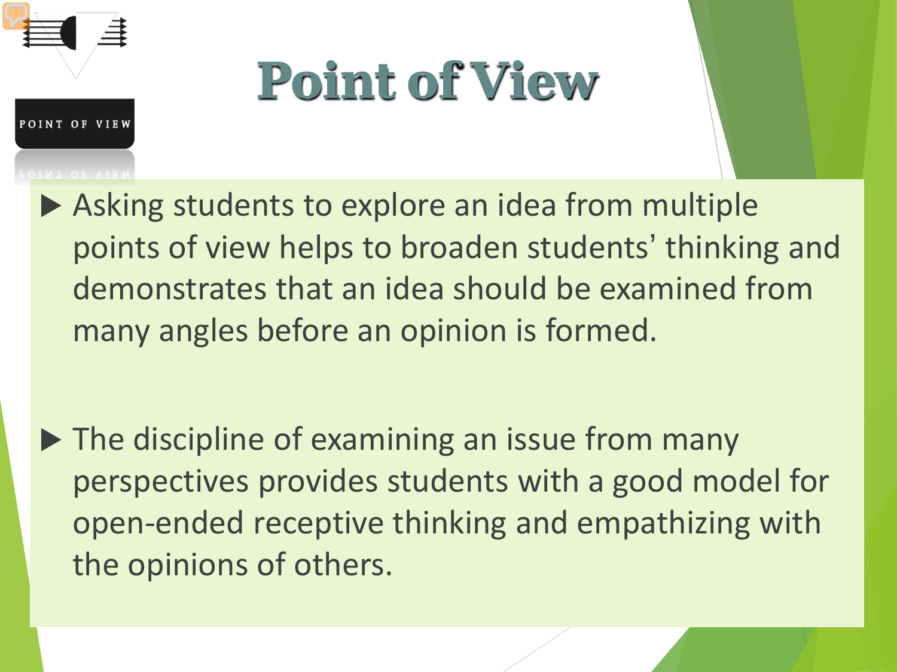# Point of View

- Asking students to explore an idea from multiple points of view helps to broaden students' thinking and demonstrates that an idea should be examined from many angles before an opinion is formed.

- The discipline of examining an issue from many perspectives provides students with a good model for open-ended receptive thinking and empathizing with the opinions of others.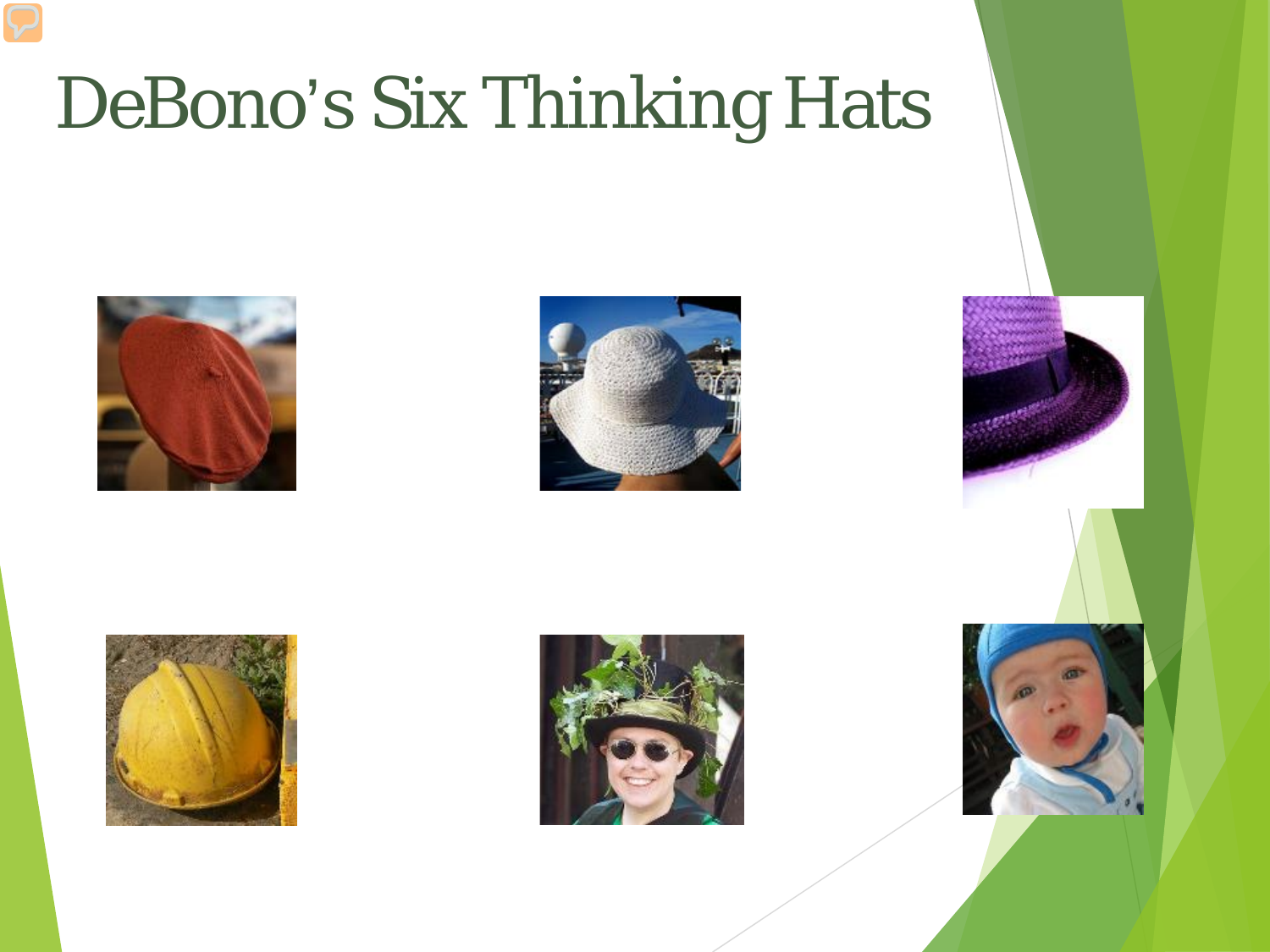# DeBono's Six Thinking Hats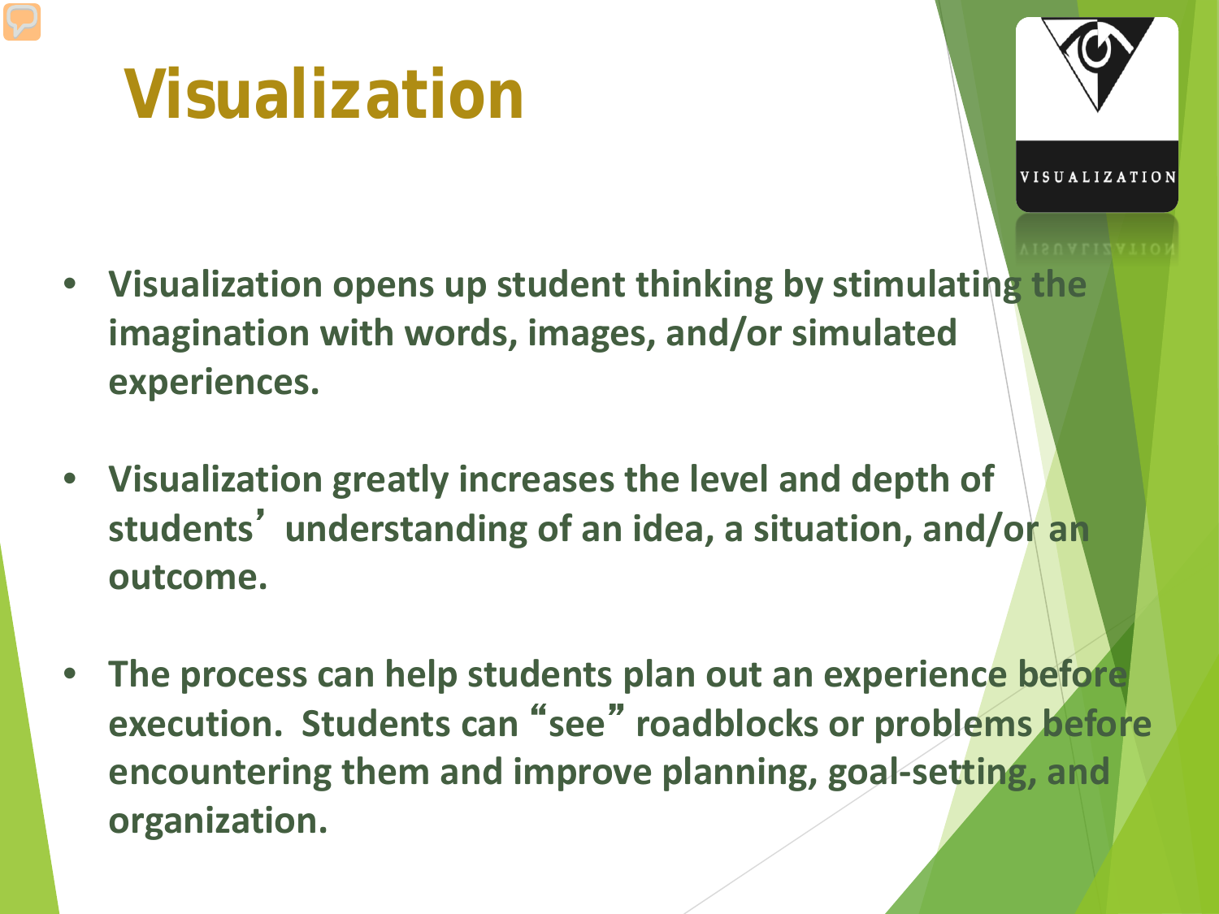# Visualization

- **Visualization opens up student thinking by stimulating the imagination with words, images, and/or simulated experiences.**

- **Visualization greatly increases the level and depth of students' understanding of an idea, a situation, and/or an outcome.**

- **The process can help students plan out an experience before execution. Students can "see" roadblocks or problems before encountering them and improve planning, goal-setting, and organization.**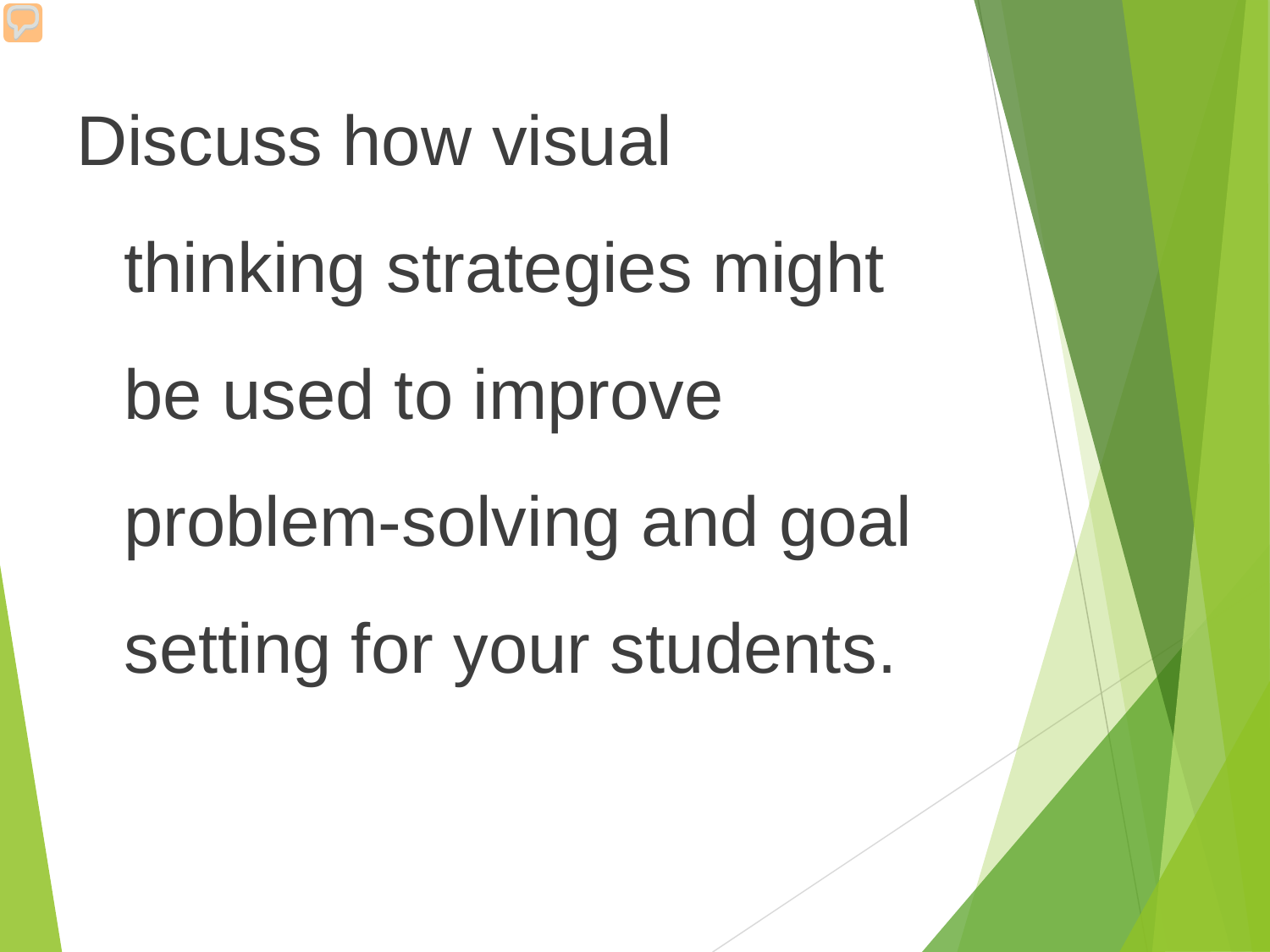Discuss how visual thinking strategies might be used to improve problem-solving and goal setting for your students.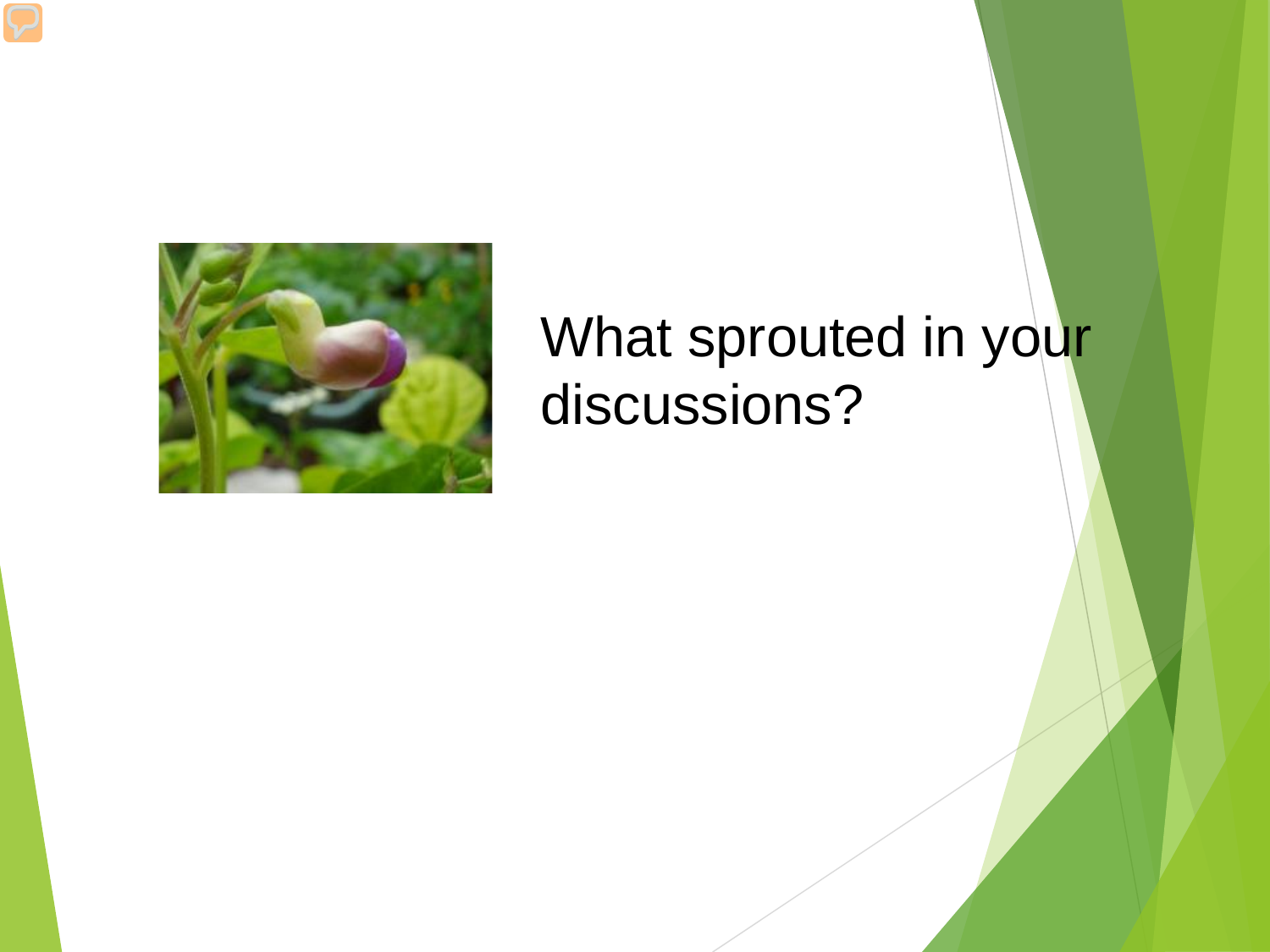What sprouted in your discussions?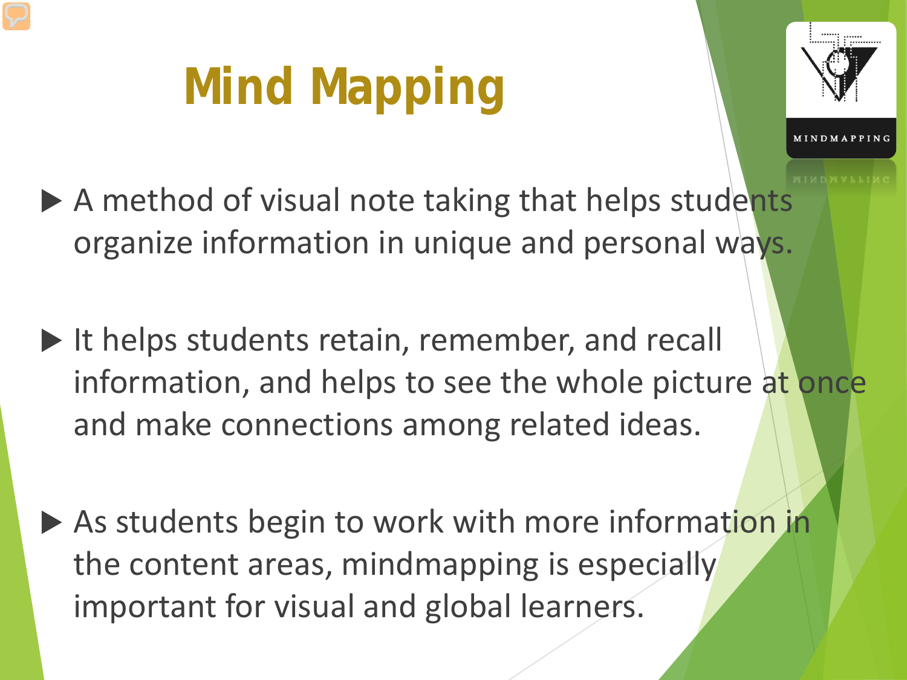# Mind Mapping

- A method of visual note taking that helps students organize information in unique and personal ways.
- It helps students retain, remember, and recall information, and helps to see the whole picture at once and make connections among related ideas.
- As students begin to work with more information in the content areas, mindmapping is especially important for visual and global learners.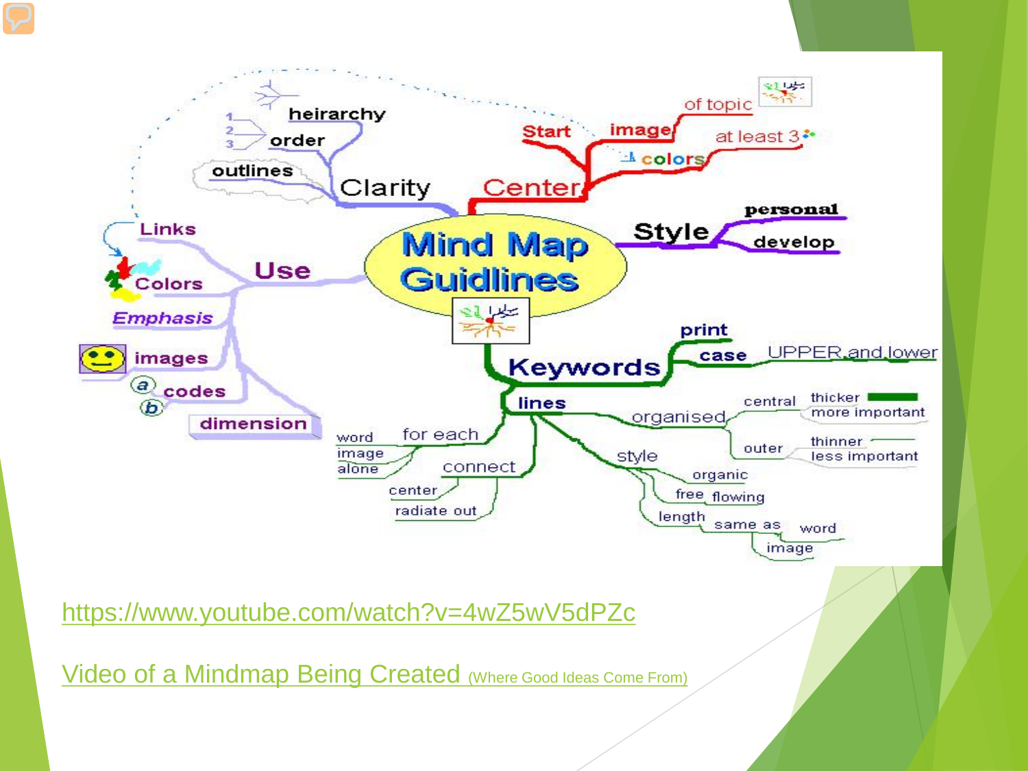# Mind Map Guidlines

- **Center**
  - Start
  - image
    - of topic
  - colors
    - at least 3
- **Style**
  - personal
  - develop
- **Keywords**
  - print
  - case
    - UPPER and lower
  - lines
    - for each
      - word
      - image
      - alone
    - connect
      - center
      - radiate out
    - organised
      - central
        - thicker
        - more important
      - outer
        - thinner
        - less important
    - style
      - organic
      - free flowing
      - length
        - same as
          - word
          - image
- **Use**
  - Links
  - Colors
  - Emphasis
  - images
  - codes
  - dimension
- **Clarity**
  - heirarchy
  - order
  - outlines

[https://www.youtube.com/watch?v=4wZ5wV5dPZc](https://www.youtube.com/watch?v=4wZ5wV5dPZc)

Video of a Mindmap Being Created (Where Good Ideas Come From)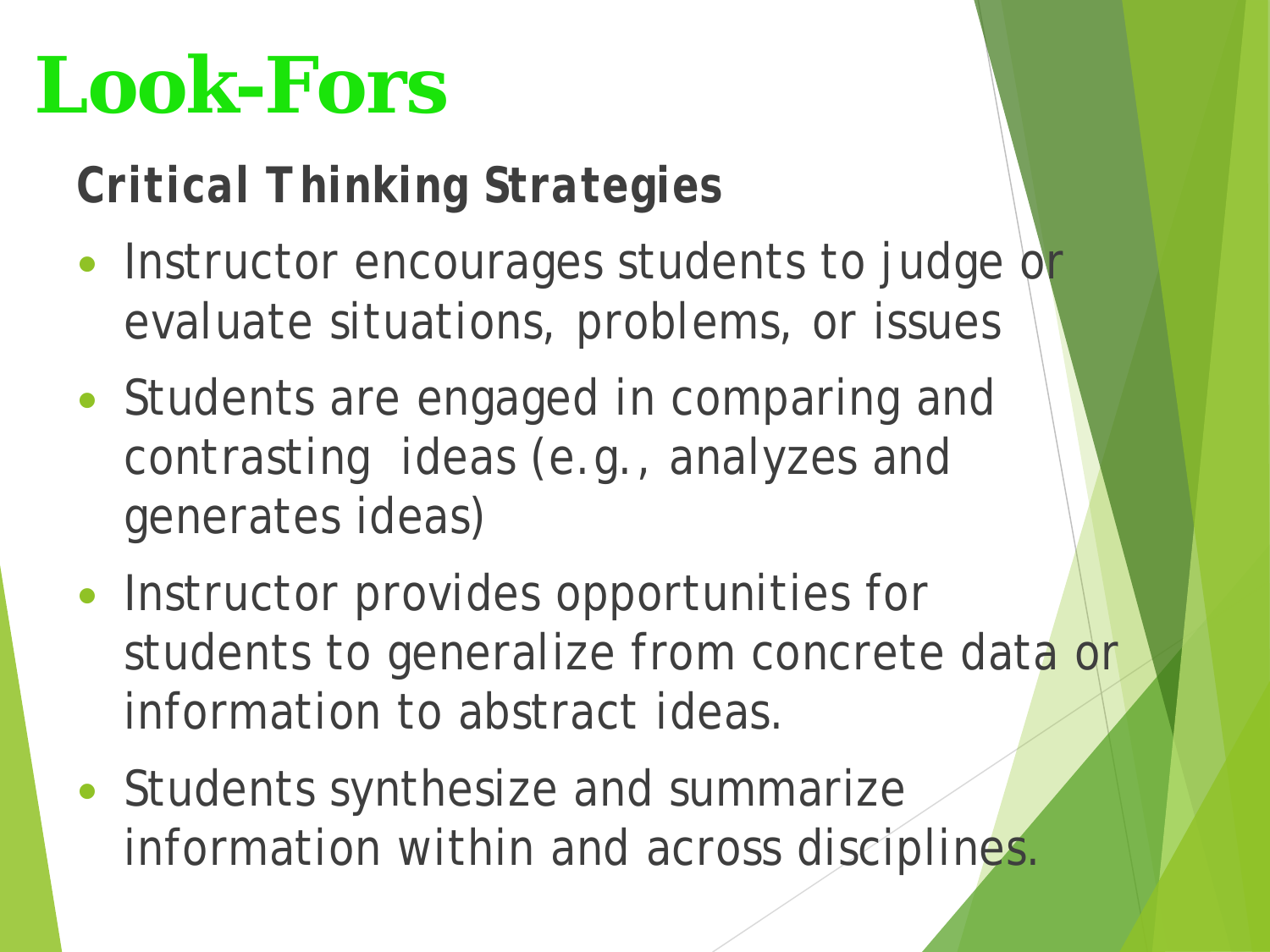# Look-Fors

## Critical Thinking Strategies

- Instructor encourages students to judge or evaluate situations, problems, or issues
- Students are engaged in comparing and contrasting ideas (e.g., analyzes and generates ideas)
- Instructor provides opportunities for students to generalize from concrete data or information to abstract ideas.
- Students synthesize and summarize information within and across disciplines.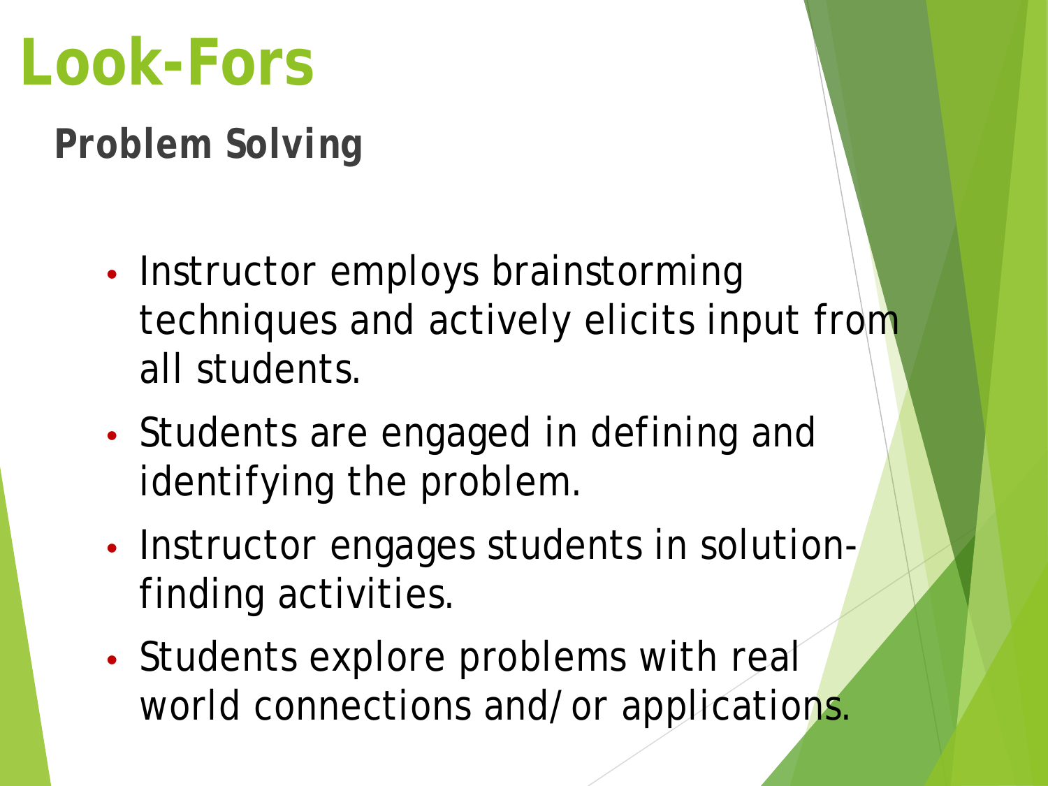# Look-Fors

## Problem Solving

- Instructor employs brainstorming techniques and actively elicits input from all students.
- Students are engaged in defining and identifying the problem.
- Instructor engages students in solution-finding activities.
- Students explore problems with real world connections and/or applications.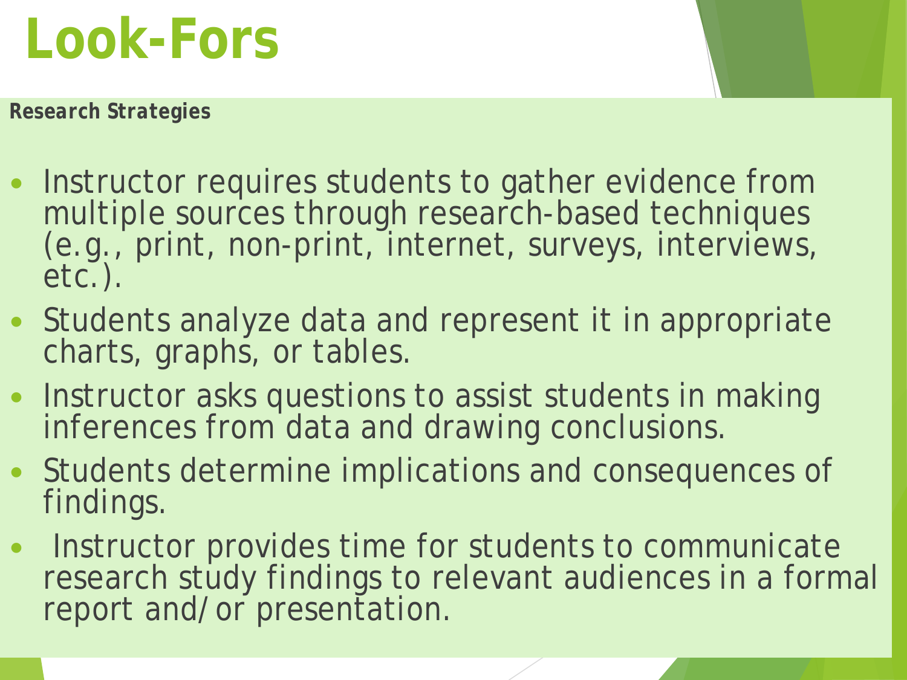# Look-Fors

***Research Strategies***

- Instructor requires students to gather evidence from multiple sources through research-based techniques (e.g., print, non-print, internet, surveys, interviews, etc.).
- Students analyze data and represent it in appropriate charts, graphs, or tables.
- Instructor asks questions to assist students in making inferences from data and drawing conclusions.
- Students determine implications and consequences of findings.
- Instructor provides time for students to communicate research study findings to relevant audiences in a formal report and/or presentation.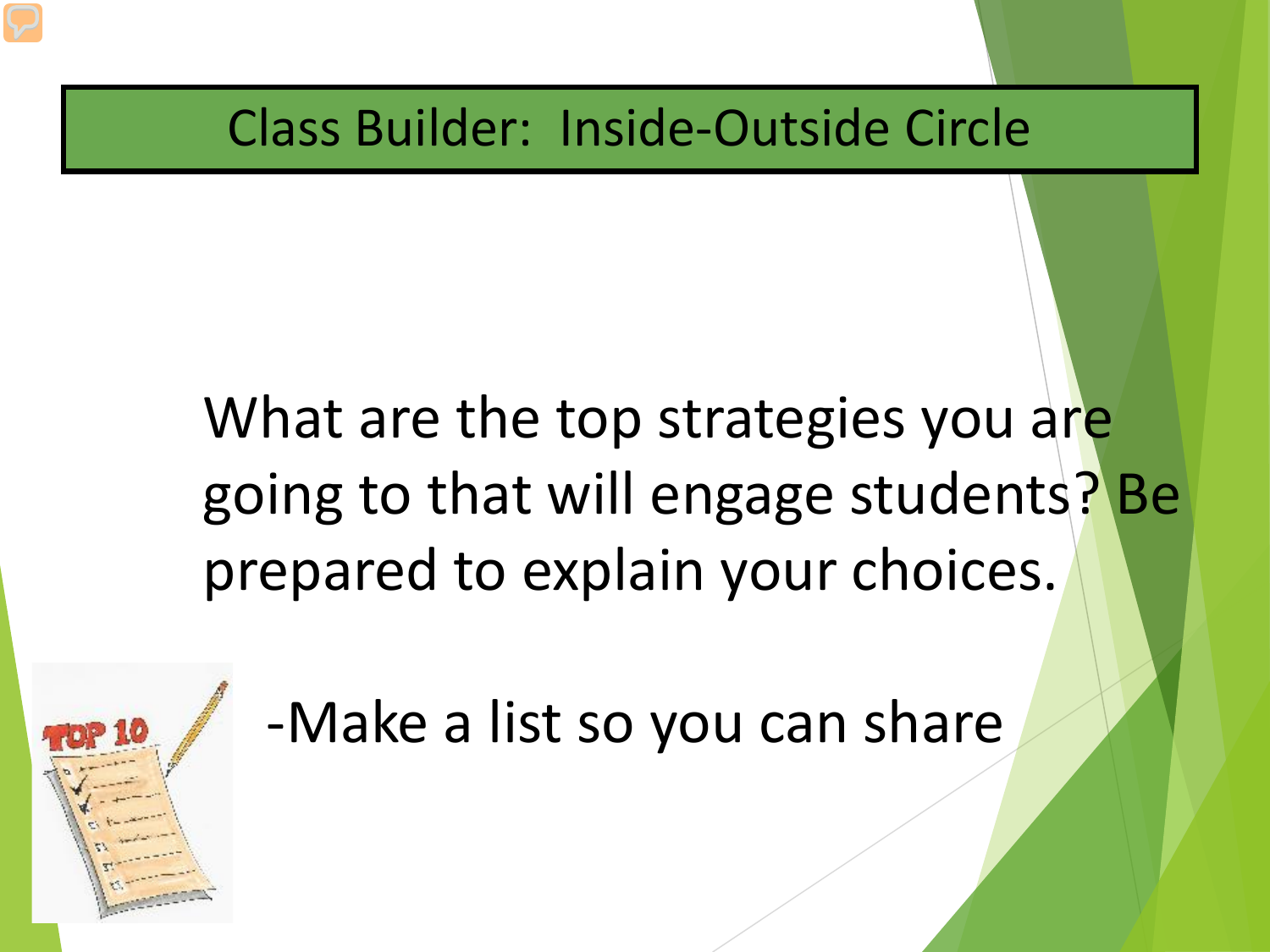# Class Builder: Inside-Outside Circle

What are the top strategies you are going to that will engage students? Be prepared to explain your choices.

-Make a list so you can share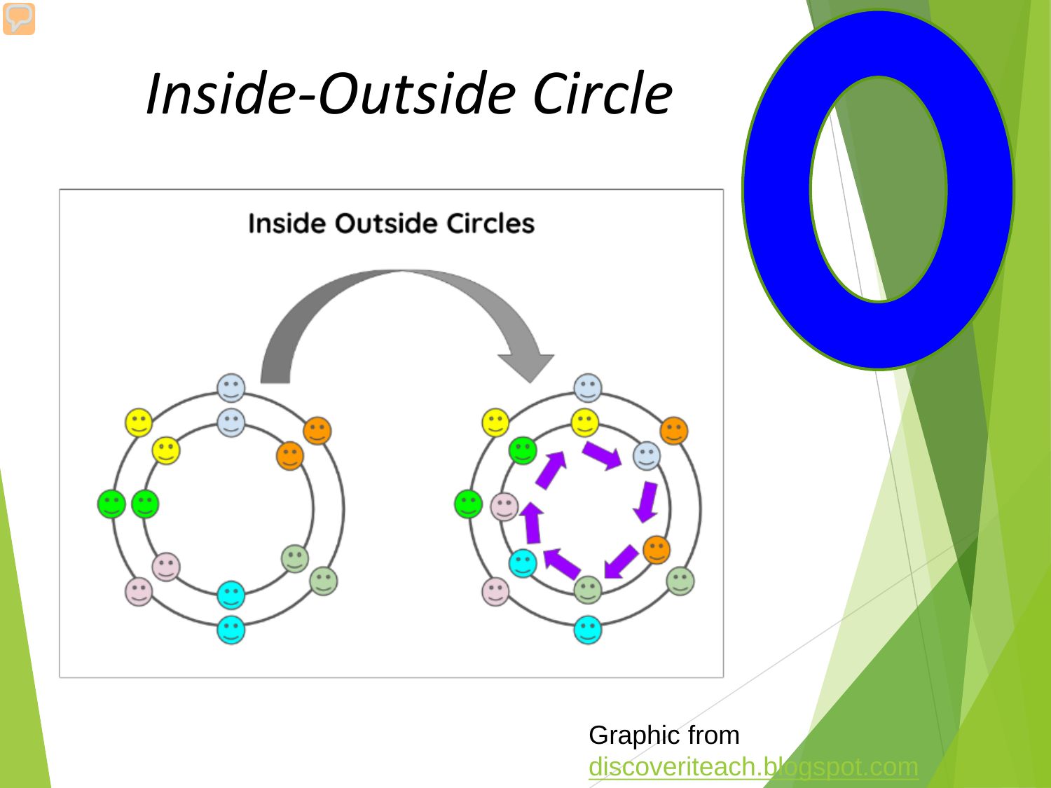# *Inside-Outside Circle*

Inside Outside Circles

Graphic from discoveriteach.blogspot.com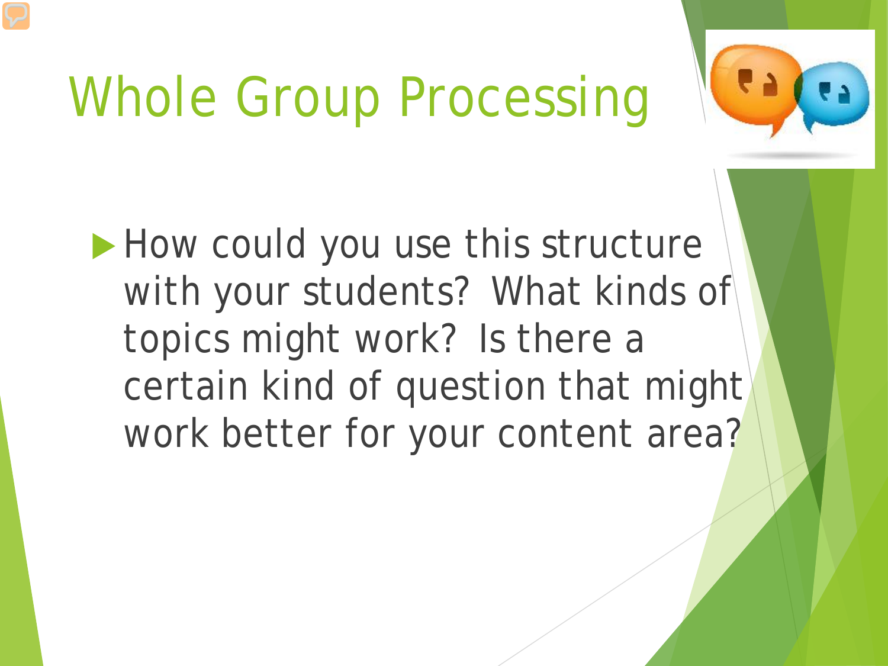# Whole Group Processing

- How could you use this structure with your students? What kinds of topics might work? Is there a certain kind of question that might work better for your content area?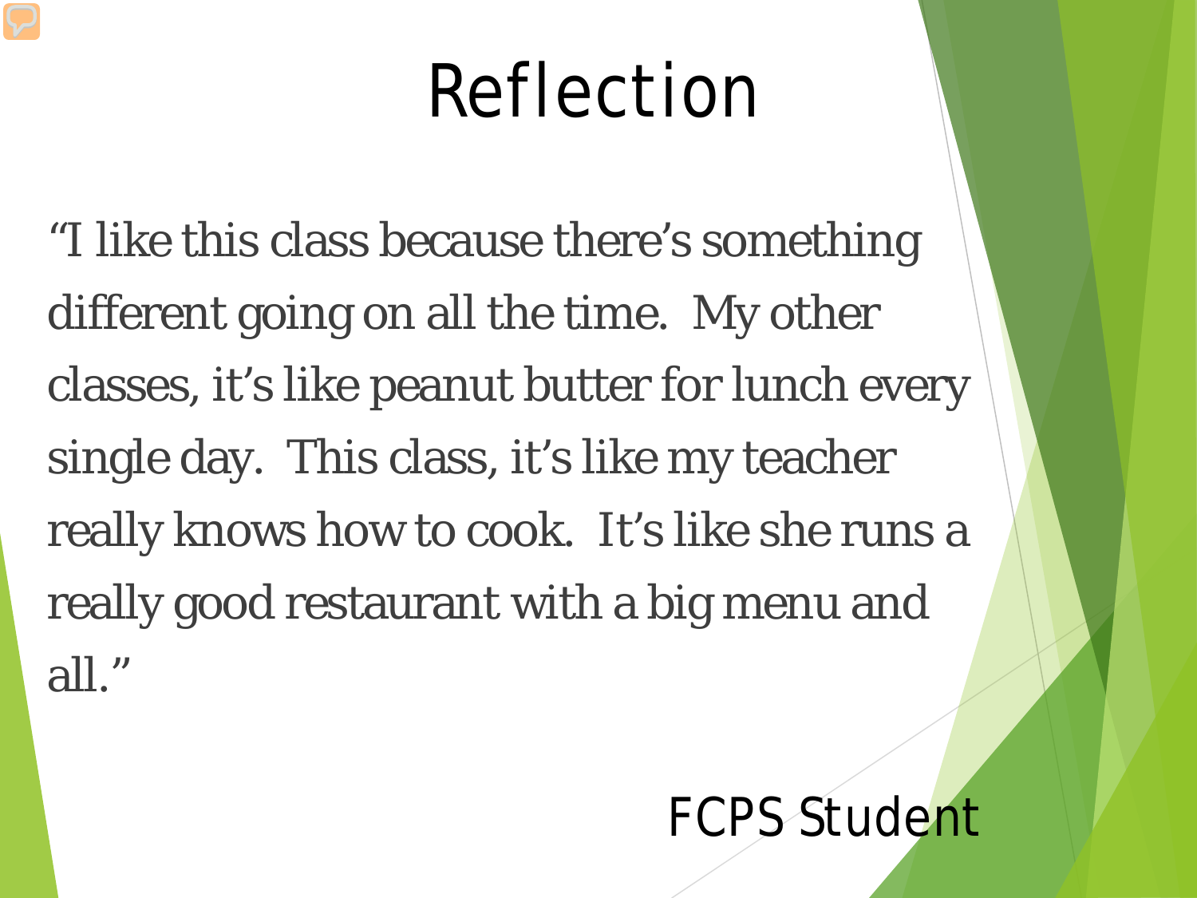# Reflection

"I like this class because there's something different going on all the time. My other classes, it's like peanut butter for lunch every single day. This class, it's like my teacher really knows how to cook. It's like she runs a really good restaurant with a big menu and all."

FCPS Student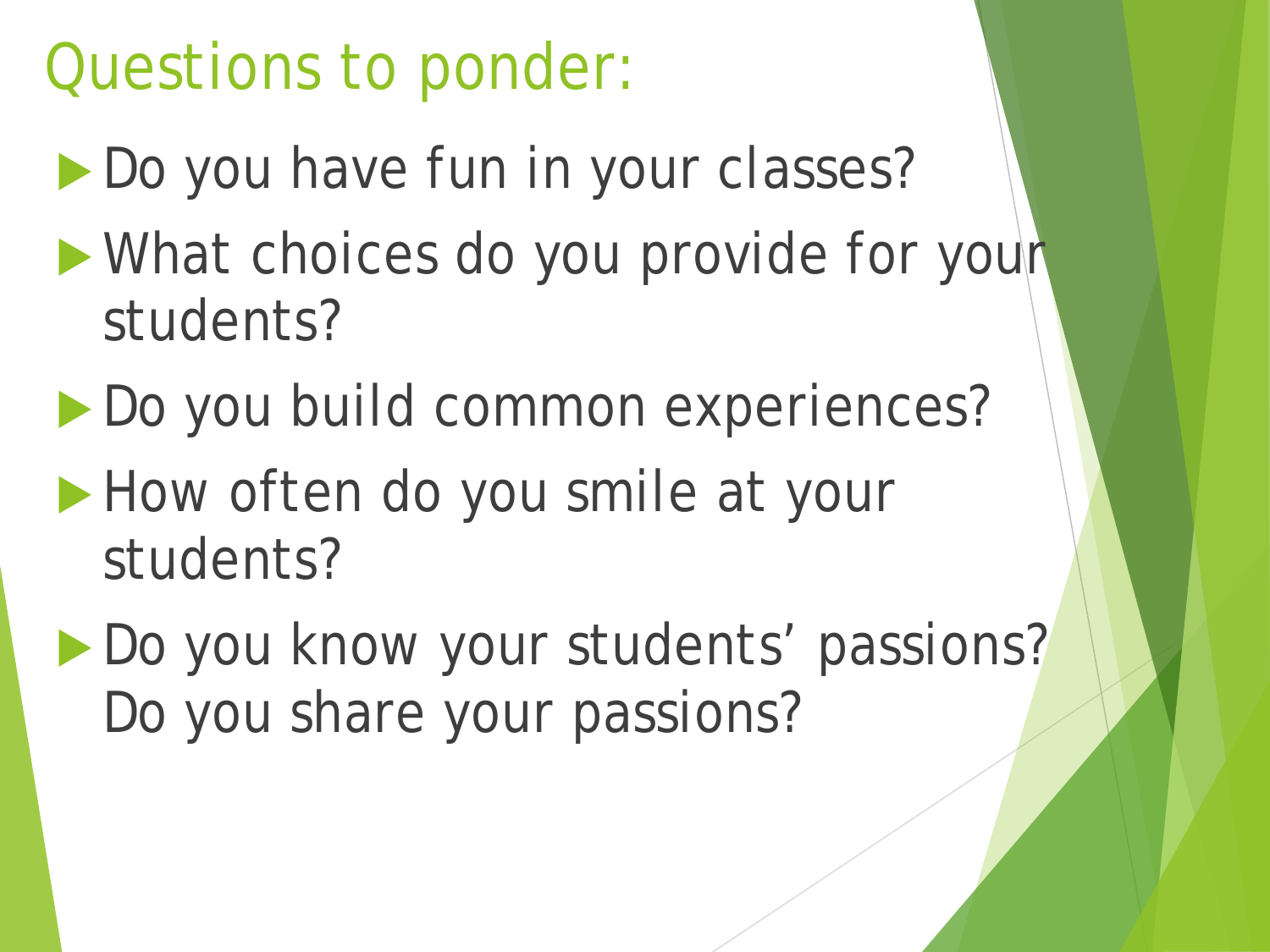# Questions to ponder:

- Do you have fun in your classes?
- What choices do you provide for your students?
- Do you build common experiences?
- How often do you smile at your students?
- Do you know your students' passions? Do you share your passions?